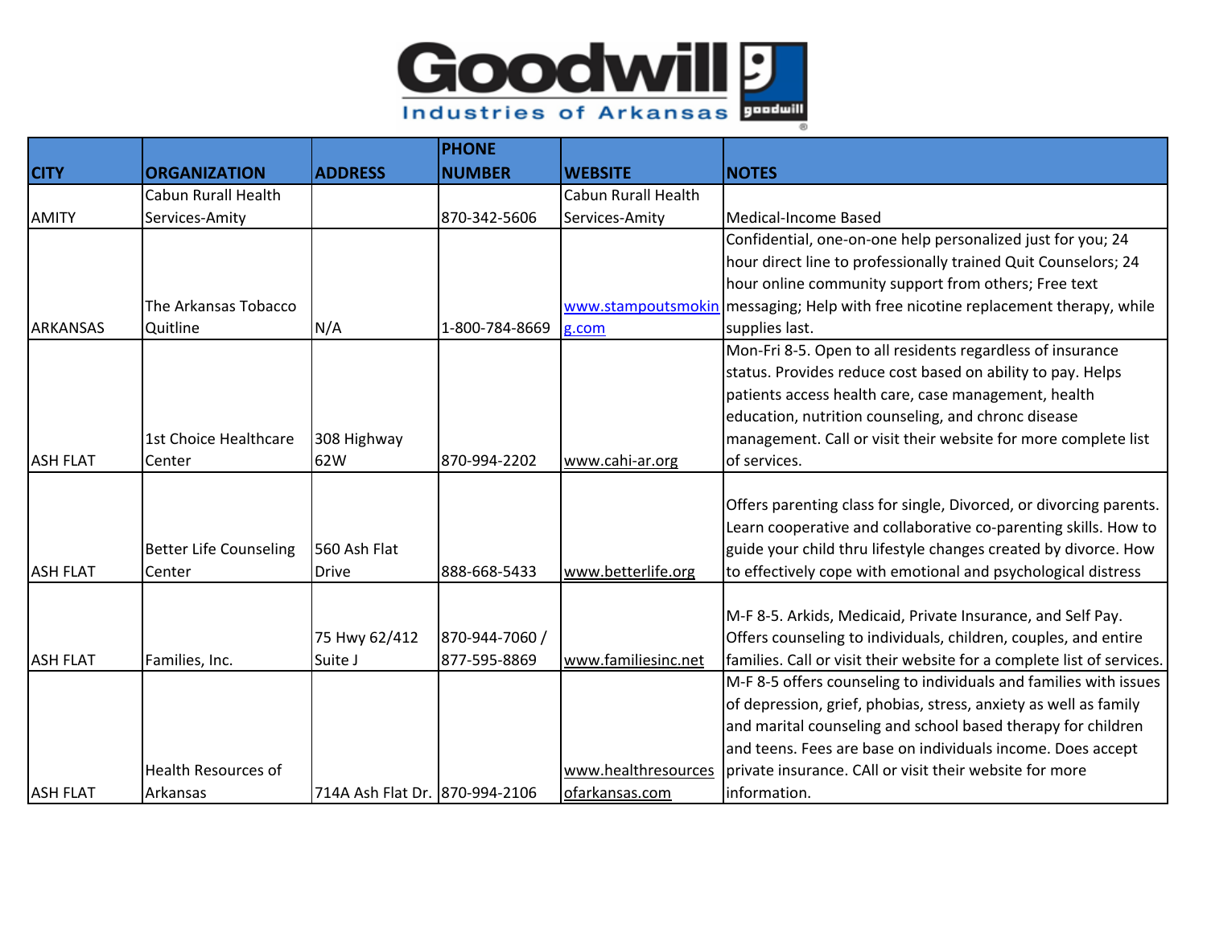# Goodwill Industries of Arkansas

| CITY | ORGANIZATION | ADDRESS | PHONE NUMBER | WEBSITE | NOTES |
|---|---|---|---|---|---|
| AMITY | Cabun Rurall Health Services-Amity | | 870-342-5606 | Cabun Rurall Health Services-Amity | Medical-Income Based |
| ARKANSAS | The Arkansas Tobacco Quitline | N/A | 1-800-784-8669 | www.stampoutsmoking.com | Confidential, one-on-one help personalized just for you; 24 hour direct line to professionally trained Quit Counselors; 24 hour online community support from others; Free text messaging; Help with free nicotine replacement therapy, while supplies last. |
| ASH FLAT | 1st Choice Healthcare Center | 308 Highway 62W | 870-994-2202 | www.cahi-ar.org | Mon-Fri 8-5. Open to all residents regardless of insurance status. Provides reduce cost based on ability to pay. Helps patients access health care, case management, health education, nutrition counseling, and chronc disease management. Call or visit their website for more complete list of services. |
| ASH FLAT | Better Life Counseling Center | 560 Ash Flat Drive | 888-668-5433 | www.betterlife.org | Offers parenting class for single, Divorced, or divorcing parents. Learn cooperative and collaborative co-parenting skills. How to guide your child thru lifestyle changes created by divorce. How to effectively cope with emotional and psychological distress |
| ASH FLAT | Families, Inc. | 75 Hwy 62/412 Suite J | 870-944-7060 / 877-595-8869 | www.familiesinc.net | M-F 8-5. Arkids, Medicaid, Private Insurance, and Self Pay. Offers counseling to individuals, children, couples, and entire families. Call or visit their website for a complete list of services. |
| ASH FLAT | Health Resources of Arkansas | 714A Ash Flat Dr. | 870-994-2106 | www.healthresourcesofarkansas.com | M-F 8-5 offers counseling to individuals and families with issues of depression, grief, phobias, stress, anxiety as well as family and marital counseling and school based therapy for children and teens. Fees are base on individuals income. Does accept private insurance. CAll or visit their website for more information. |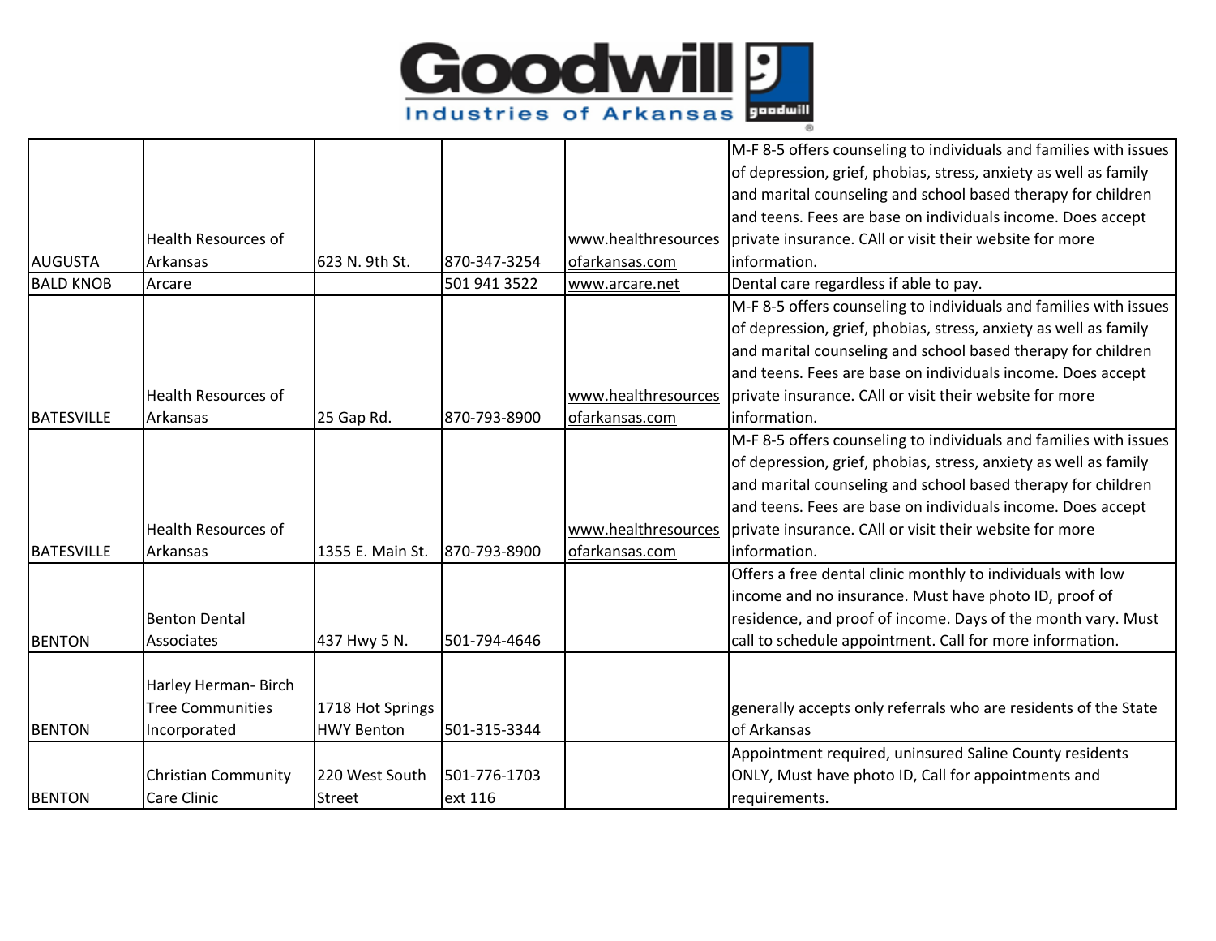| | | | | | |
|---|---|---|---|---|---|
| AUGUSTA | Health Resources of Arkansas | 623 N. 9th St. | 870-347-3254 | www.healthresourcesofarkansas.com | M-F 8-5 offers counseling to individuals and families with issues of depression, grief, phobias, stress, anxiety as well as family and marital counseling and school based therapy for children and teens. Fees are base on individuals income. Does accept private insurance. CAll or visit their website for more information. |
| BALD KNOB | Arcare | | 501 941 3522 | www.arcare.net | Dental care regardless if able to pay. |
| BATESVILLE | Health Resources of Arkansas | 25 Gap Rd. | 870-793-8900 | www.healthresourcesofarkansas.com | M-F 8-5 offers counseling to individuals and families with issues of depression, grief, phobias, stress, anxiety as well as family and marital counseling and school based therapy for children and teens. Fees are base on individuals income. Does accept private insurance. CAll or visit their website for more information. |
| BATESVILLE | Health Resources of Arkansas | 1355 E. Main St. | 870-793-8900 | www.healthresourcesofarkansas.com | M-F 8-5 offers counseling to individuals and families with issues of depression, grief, phobias, stress, anxiety as well as family and marital counseling and school based therapy for children and teens. Fees are base on individuals income. Does accept private insurance. CAll or visit their website for more information. |
| BENTON | Benton Dental Associates | 437 Hwy 5 N. | 501-794-4646 | | Offers a free dental clinic monthly to individuals with low income and no insurance. Must have photo ID, proof of residence, and proof of income. Days of the month vary. Must call to schedule appointment. Call for more information. |
| BENTON | Harley Herman- Birch Tree Communities Incorporated | 1718 Hot Springs HWY Benton | 501-315-3344 | | generally accepts only referrals who are residents of the State of Arkansas |
| BENTON | Christian Community Care Clinic | 220 West South Street | 501-776-1703 ext 116 | | Appointment required, uninsured Saline County residents ONLY, Must have photo ID, Call for appointments and requirements. |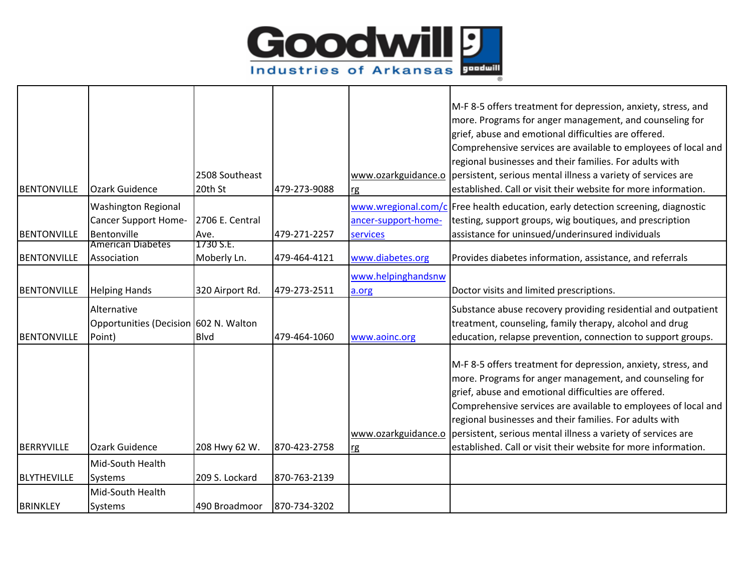| | | | | | |
|---|---|---|---|---|---|
| BENTONVILLE | Ozark Guidence | 2508 Southeast 20th St | 479-273-9088 | www.ozarkguidance.org | M-F 8-5 offers treatment for depression, anxiety, stress, and more. Programs for anger management, and counseling for grief, abuse and emotional difficulties are offered. Comprehensive services are available to employees of local and regional businesses and their families. For adults with persistent, serious mental illness a variety of services are established. Call or visit their website for more information. |
| BENTONVILLE | Washington Regional Cancer Support Home-Bentonville | 2706 E. Central Ave. | 479-271-2257 | www.wregional.com/cancer-support-home-services | Free health education, early detection screening, diagnostic testing, support groups, wig boutiques, and prescription assistance for uninsued/underinsured individuals |
| BENTONVILLE | American Diabetes Association | 1730 S.E. Moberly Ln. | 479-464-4121 | www.diabetes.org | Provides diabetes information, assistance, and referrals |
| BENTONVILLE | Helping Hands | 320 Airport Rd. | 479-273-2511 | www.helpinghandsnwa.org | Doctor visits and limited prescriptions. |
| BENTONVILLE | Alternative Opportunities (Decision Point) | 602 N. Walton Blvd | 479-464-1060 | www.aoinc.org | Substance abuse recovery providing residential and outpatient treatment, counseling, family therapy, alcohol and drug education, relapse prevention, connection to support groups. |
| BERRYVILLE | Ozark Guidence | 208 Hwy 62 W. | 870-423-2758 | www.ozarkguidance.org | M-F 8-5 offers treatment for depression, anxiety, stress, and more. Programs for anger management, and counseling for grief, abuse and emotional difficulties are offered. Comprehensive services are available to employees of local and regional businesses and their families. For adults with persistent, serious mental illness a variety of services are established. Call or visit their website for more information. |
| BLYTHEVILLE | Mid-South Health Systems | 209 S. Lockard | 870-763-2139 | | |
| BRINKLEY | Mid-South Health Systems | 490 Broadmoor | 870-734-3202 | | |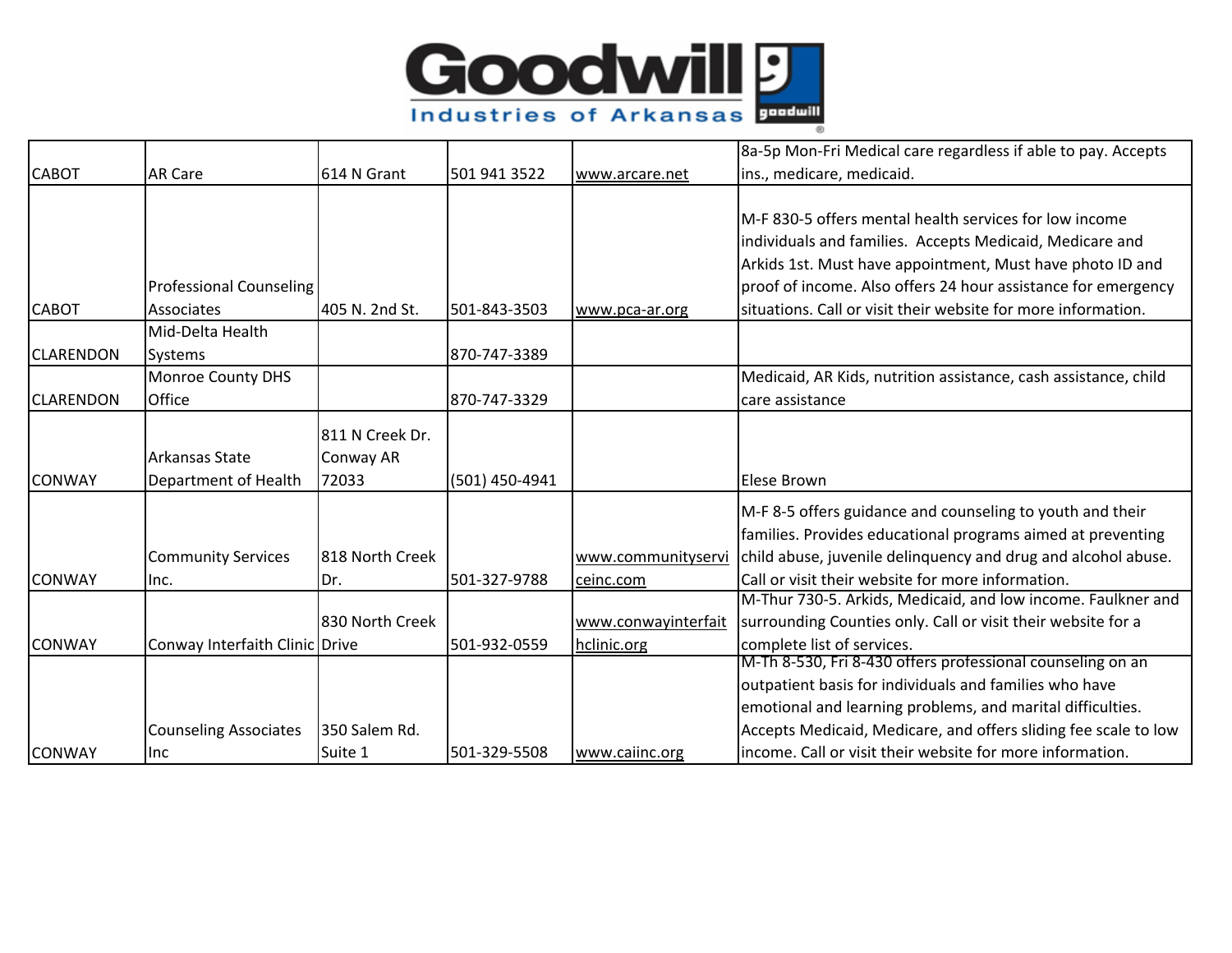| | | | | | |
|---|---|---|---|---|---|
| CABOT | AR Care | 614 N Grant | 501 941 3522 | www.arcare.net | 8a-5p Mon-Fri Medical care regardless if able to pay. Accepts ins., medicare, medicaid. |
| CABOT | Professional Counseling Associates | 405 N. 2nd St. | 501-843-3503 | www.pca-ar.org | M-F 830-5 offers mental health services for low income individuals and families. Accepts Medicaid, Medicare and Arkids 1st. Must have appointment, Must have photo ID and proof of income. Also offers 24 hour assistance for emergency situations. Call or visit their website for more information. |
| CLARENDON | Mid-Delta Health Systems | | 870-747-3389 | | |
| CLARENDON | Monroe County DHS Office | | 870-747-3329 | | Medicaid, AR Kids, nutrition assistance, cash assistance, child care assistance |
| CONWAY | Arkansas State Department of Health | 811 N Creek Dr. Conway AR 72033 | (501) 450-4941 | | Elese Brown |
| CONWAY | Community Services Inc. | 818 North Creek Dr. | 501-327-9788 | www.communityserviceinc.com | M-F 8-5 offers guidance and counseling to youth and their families. Provides educational programs aimed at preventing child abuse, juvenile delinquency and drug and alcohol abuse. Call or visit their website for more information. |
| CONWAY | Conway Interfaith Clinic | 830 North Creek Drive | 501-932-0559 | www.conwayinterfaithclinic.org | M-Thur 730-5. Arkids, Medicaid, and low income. Faulkner and surrounding Counties only. Call or visit their website for a complete list of services. |
| CONWAY | Counseling Associates Inc | 350 Salem Rd. Suite 1 | 501-329-5508 | www.caiinc.org | M-Th 8-530, Fri 8-430 offers professional counseling on an outpatient basis for individuals and families who have emotional and learning problems, and marital difficulties. Accepts Medicaid, Medicare, and offers sliding fee scale to low income. Call or visit their website for more information. |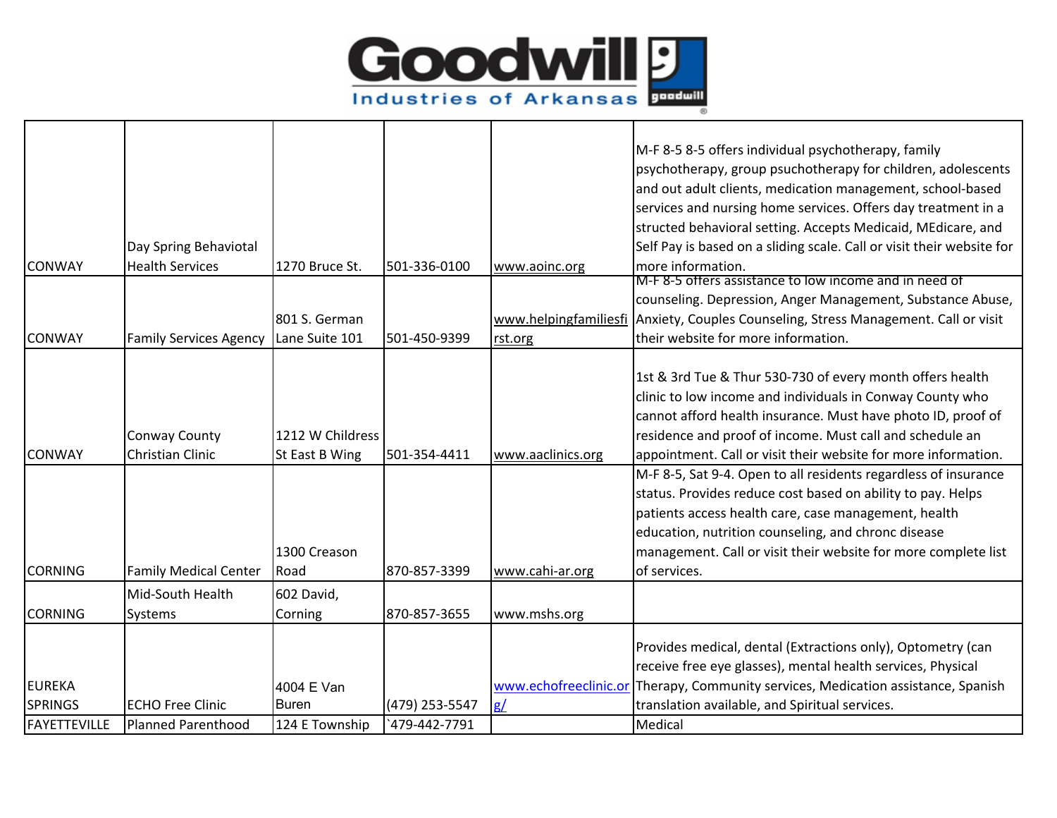| | | | | | |
|---|---|---|---|---|---|
| CONWAY | Day Spring Behaviotal Health Services | 1270 Bruce St. | 501-336-0100 | www.aoinc.org | M-F 8-5 8-5 offers individual psychotherapy, family psychotherapy, group psuchotherapy for children, adolescents and out adult clients, medication management, school-based services and nursing home services. Offers day treatment in a structed behavioral setting. Accepts Medicaid, MEdicare, and Self Pay is based on a sliding scale. Call or visit their website for more information. |
| CONWAY | Family Services Agency | 801 S. German Lane Suite 101 | 501-450-9399 | www.helpingfamiliesfirst.org | M-F 8-5 offers assistance to low income and in need of counseling. Depression, Anger Management, Substance Abuse, Anxiety, Couples Counseling, Stress Management. Call or visit their website for more information. |
| CONWAY | Conway County Christian Clinic | 1212 W Childress St East B Wing | 501-354-4411 | www.aaclinics.org | 1st & 3rd Tue & Thur 530-730 of every month offers health clinic to low income and individuals in Conway County who cannot afford health insurance. Must have photo ID, proof of residence and proof of income. Must call and schedule an appointment. Call or visit their website for more information. |
| CORNING | Family Medical Center | 1300 Creason Road | 870-857-3399 | www.cahi-ar.org | M-F 8-5, Sat 9-4. Open to all residents regardless of insurance status. Provides reduce cost based on ability to pay. Helps patients access health care, case management, health education, nutrition counseling, and chronc disease management. Call or visit their website for more complete list of services. |
| CORNING | Mid-South Health Systems | 602 David, Corning | 870-857-3655 | www.mshs.org | |
| EUREKA SPRINGS | ECHO Free Clinic | 4004 E Van Buren | (479) 253-5547 | www.echofreeclinic.org/ | Provides medical, dental (Extractions only), Optometry (can receive free eye glasses), mental health services, Physical Therapy, Community services, Medication assistance, Spanish translation available, and Spiritual services. |
| FAYETTEVILLE | Planned Parenthood | 124 E Township | `479-442-7791 | | Medical |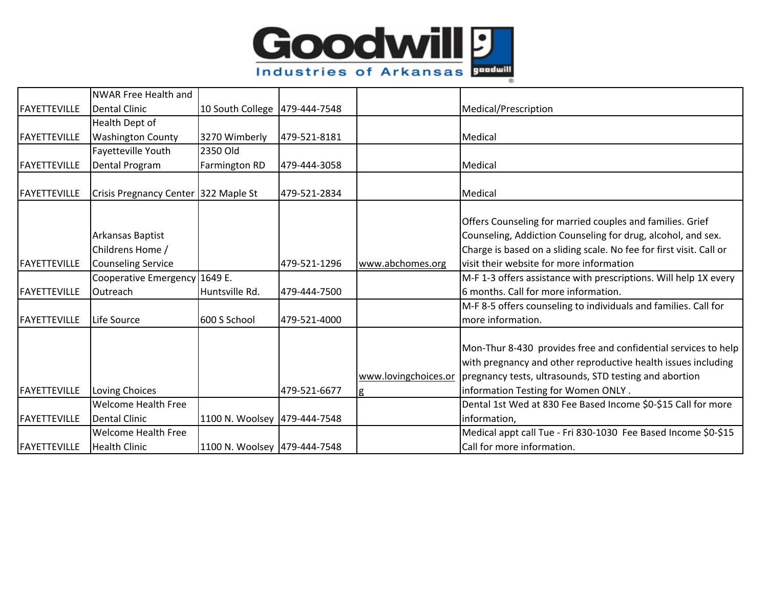| FAYETTEVILLE | NWAR Free Health and Dental Clinic | 10 South College | 479-444-7548 | | Medical/Prescription |
|---|---|---|---|---|---|
| FAYETTEVILLE | Health Dept of Washington County | 3270 Wimberly | 479-521-8181 | | Medical |
| FAYETTEVILLE | Fayetteville Youth Dental Program | 2350 Old Farmington RD | 479-444-3058 | | Medical |
| FAYETTEVILLE | Crisis Pregnancy Center | 322 Maple St | 479-521-2834 | | Medical |
| FAYETTEVILLE | Arkansas Baptist Childrens Home / Counseling Service | | 479-521-1296 | www.abchomes.org | Offers Counseling for married couples and families. Grief Counseling, Addiction Counseling for drug, alcohol, and sex. Charge is based on a sliding scale. No fee for first visit. Call or visit their website for more information |
| FAYETTEVILLE | Cooperative Emergency Outreach | 1649 E. Huntsville Rd. | 479-444-7500 | | M-F 1-3 offers assistance with prescriptions. Will help 1X every 6 months. Call for more information. |
| FAYETTEVILLE | Life Source | 600 S School | 479-521-4000 | | M-F 8-5 offers counseling to individuals and families. Call for more information. |
| FAYETTEVILLE | Loving Choices | | 479-521-6677 | www.lovingchoices.org | Mon-Thur 8-430 provides free and confidential services to help with pregnancy and other reproductive health issues including pregnancy tests, ultrasounds, STD testing and abortion information Testing for Women ONLY . |
| FAYETTEVILLE | Welcome Health Free Dental Clinic | 1100 N. Woolsey | 479-444-7548 | | Dental 1st Wed at 830 Fee Based Income $0-$15 Call for more information, |
| FAYETTEVILLE | Welcome Health Free Health Clinic | 1100 N. Woolsey | 479-444-7548 | | Medical appt call Tue - Fri 830-1030 Fee Based Income $0-$15 Call for more information. |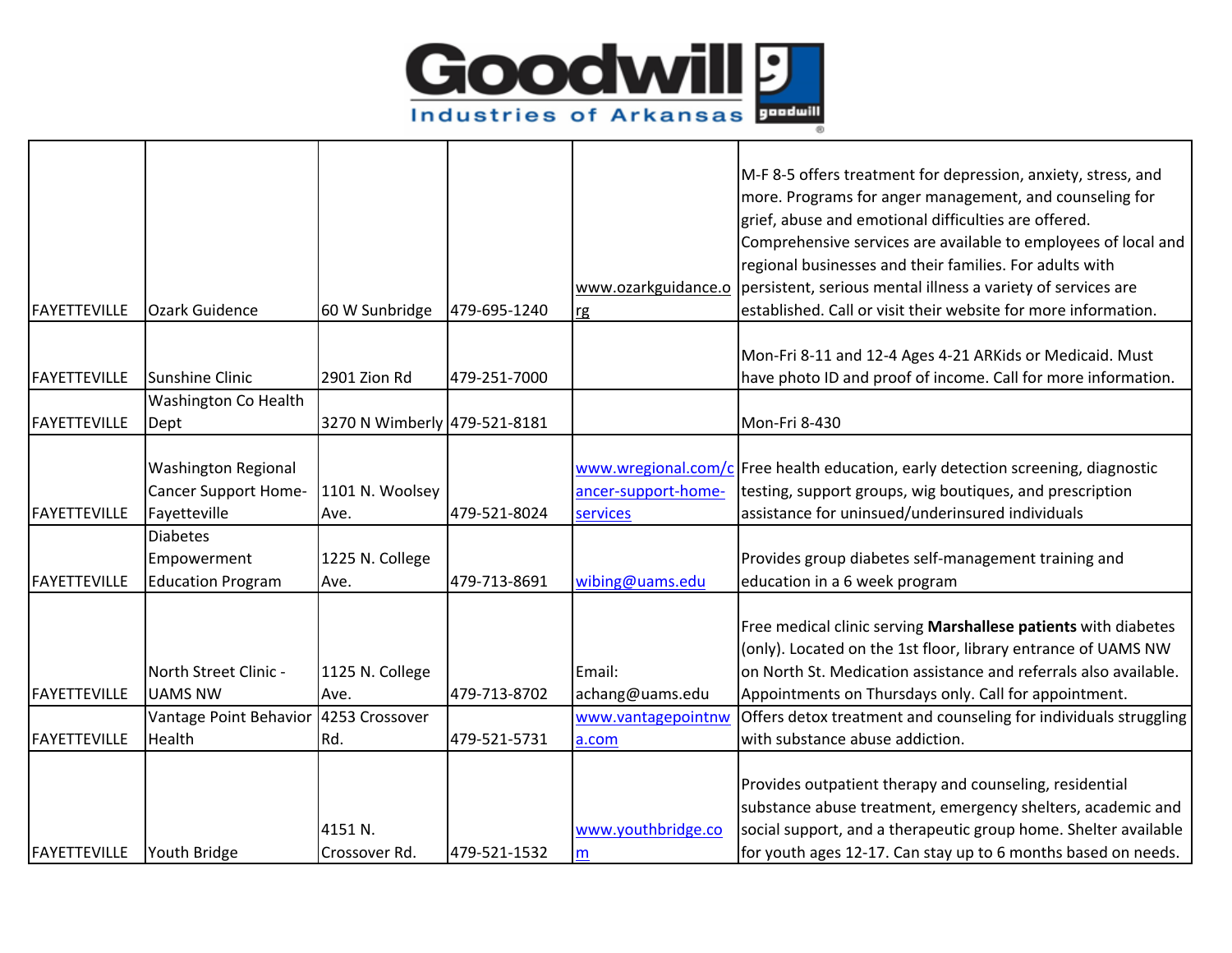| | | | | | |
|---|---|---|---|---|---|
| FAYETTEVILLE | Ozark Guidence | 60 W Sunbridge | 479-695-1240 | www.ozarkguidance.org | M-F 8-5 offers treatment for depression, anxiety, stress, and more. Programs for anger management, and counseling for grief, abuse and emotional difficulties are offered. Comprehensive services are available to employees of local and regional businesses and their families. For adults with persistent, serious mental illness a variety of services are established. Call or visit their website for more information. |
| FAYETTEVILLE | Sunshine Clinic | 2901 Zion Rd | 479-251-7000 | | Mon-Fri 8-11 and 12-4 Ages 4-21 ARKids or Medicaid. Must have photo ID and proof of income. Call for more information. |
| FAYETTEVILLE | Washington Co Health Dept | 3270 N Wimberly | 479-521-8181 | | Mon-Fri 8-430 |
| FAYETTEVILLE | Washington Regional Cancer Support Home-Fayetteville | 1101 N. Woolsey Ave. | 479-521-8024 | www.wregional.com/cancer-support-home-services | Free health education, early detection screening, diagnostic testing, support groups, wig boutiques, and prescription assistance for uninsued/underinsured individuals |
| FAYETTEVILLE | Diabetes Empowerment Education Program | 1225 N. College Ave. | 479-713-8691 | wibing@uams.edu | Provides group diabetes self-management training and education in a 6 week program |
| FAYETTEVILLE | North Street Clinic - UAMS NW | 1125 N. College Ave. | 479-713-8702 | Email: achang@uams.edu | Free medical clinic serving **Marshallese patients** with diabetes (only). Located on the 1st floor, library entrance of UAMS NW on North St. Medication assistance and referrals also available. Appointments on Thursdays only. Call for appointment. |
| FAYETTEVILLE | Vantage Point Behavior Health | 4253 Crossover Rd. | 479-521-5731 | www.vantagepointnwa.com | Offers detox treatment and counseling for individuals struggling with substance abuse addiction. |
| FAYETTEVILLE | Youth Bridge | 4151 N. Crossover Rd. | 479-521-1532 | www.youthbridge.com | Provides outpatient therapy and counseling, residential substance abuse treatment, emergency shelters, academic and social support, and a therapeutic group home. Shelter available for youth ages 12-17. Can stay up to 6 months based on needs. |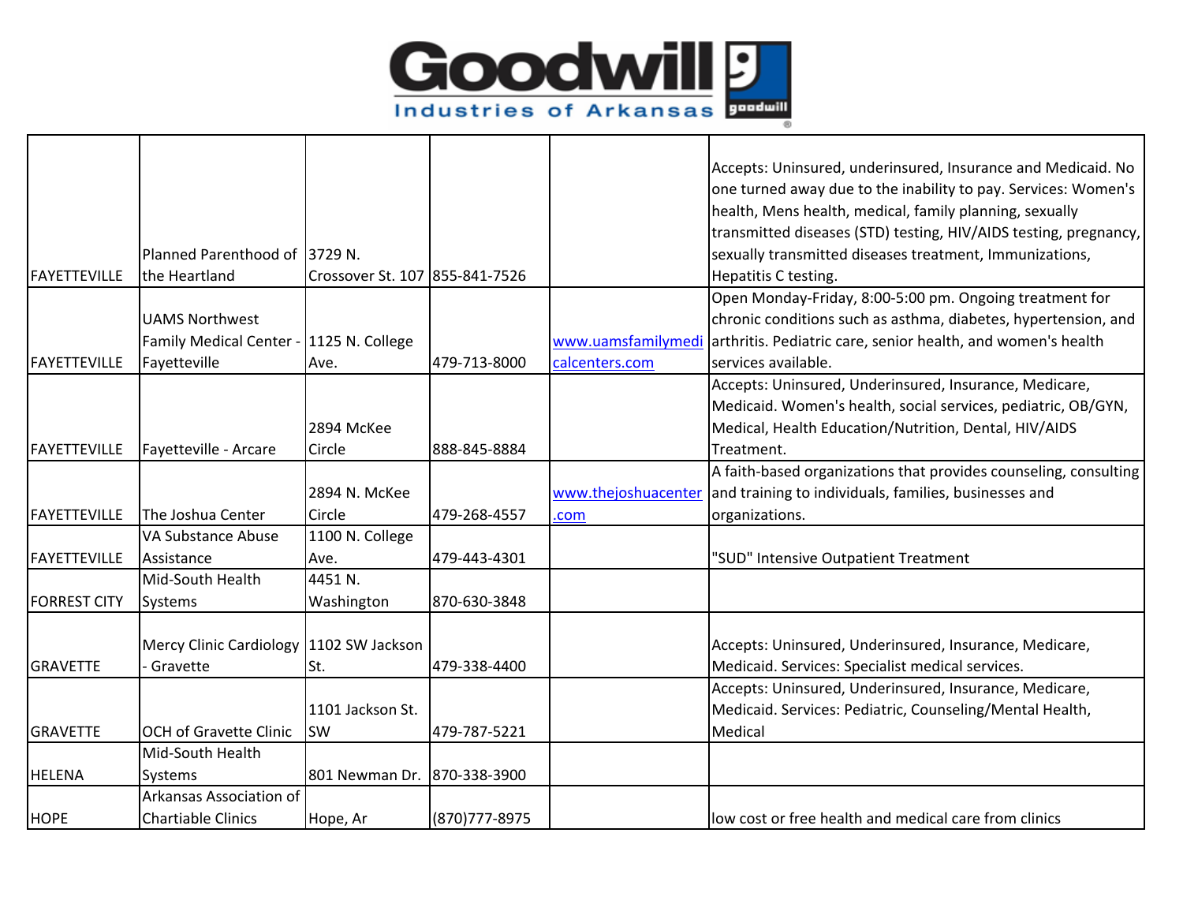# Goodwill Industries of Arkansas

| | | | | | |
|---|---|---|---|---|---|
| FAYETTEVILLE | Planned Parenthood of the Heartland | 3729 N. Crossover St. 107 | 855-841-7526 | | Accepts: Uninsured, underinsured, Insurance and Medicaid. No one turned away due to the inability to pay. Services: Women's health, Mens health, medical, family planning, sexually transmitted diseases (STD) testing, HIV/AIDS testing, pregnancy, sexually transmitted diseases treatment, Immunizations, Hepatitis C testing. |
| FAYETTEVILLE | UAMS Northwest Family Medical Center - Fayetteville | 1125 N. College Ave. | 479-713-8000 | www.uamsfamilymedicalcenters.com | Open Monday-Friday, 8:00-5:00 pm. Ongoing treatment for chronic conditions such as asthma, diabetes, hypertension, and arthritis. Pediatric care, senior health, and women's health services available. |
| FAYETTEVILLE | Fayetteville - Arcare | 2894 McKee Circle | 888-845-8884 | | Accepts: Uninsured, Underinsured, Insurance, Medicare, Medicaid. Women's health, social services, pediatric, OB/GYN, Medical, Health Education/Nutrition, Dental, HIV/AIDS Treatment. |
| FAYETTEVILLE | The Joshua Center | 2894 N. McKee Circle | 479-268-4557 | www.thejoshuacenter.com | A faith-based organizations that provides counseling, consulting and training to individuals, families, businesses and organizations. |
| FAYETTEVILLE | VA Substance Abuse Assistance | 1100 N. College Ave. | 479-443-4301 | | "SUD" Intensive Outpatient Treatment |
| FORREST CITY | Mid-South Health Systems | 4451 N. Washington | 870-630-3848 | | |
| GRAVETTE | Mercy Clinic Cardiology - Gravette | 1102 SW Jackson St. | 479-338-4400 | | Accepts: Uninsured, Underinsured, Insurance, Medicare, Medicaid. Services: Specialist medical services. |
| GRAVETTE | OCH of Gravette Clinic | 1101 Jackson St. SW | 479-787-5221 | | Accepts: Uninsured, Underinsured, Insurance, Medicare, Medicaid. Services: Pediatric, Counseling/Mental Health, Medical |
| HELENA | Mid-South Health Systems | 801 Newman Dr. | 870-338-3900 | | |
| HOPE | Arkansas Association of Chartiable Clinics | Hope, Ar | (870)777-8975 | | low cost or free health and medical care from clinics |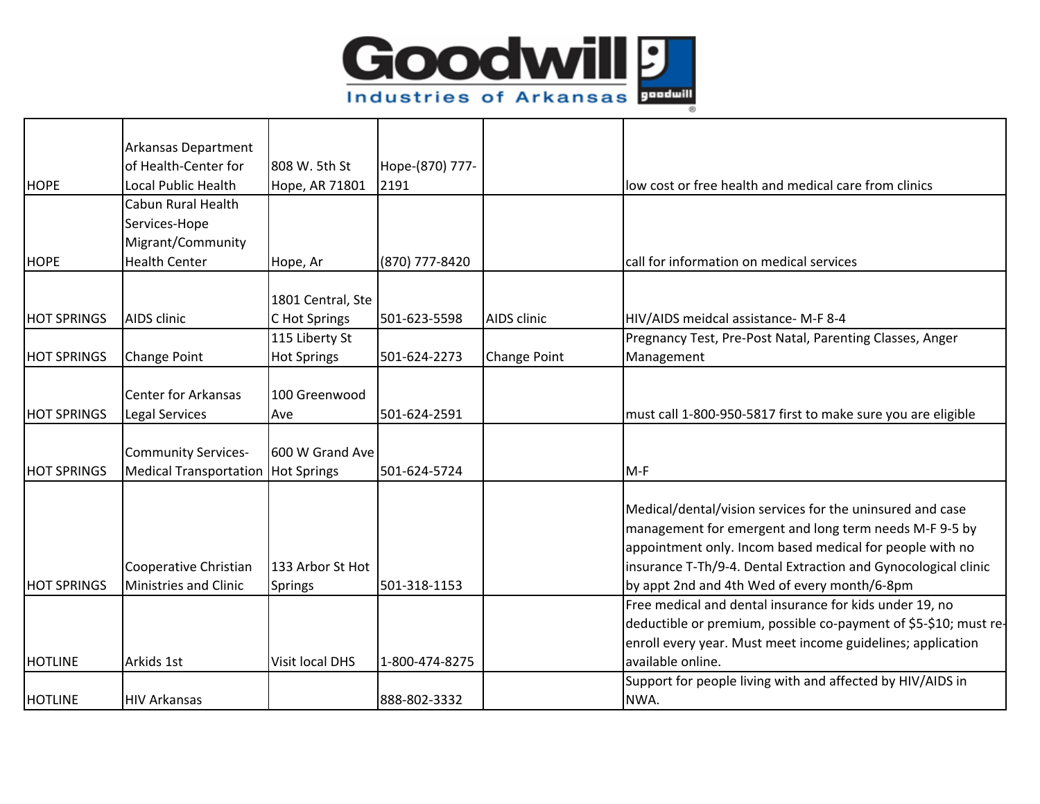| | | | | | |
|---|---|---|---|---|---|
| HOPE | Arkansas Department of Health-Center for Local Public Health | 808 W. 5th St Hope, AR 71801 | Hope-(870) 777-2191 | | low cost or free health and medical care from clinics |
| HOPE | Cabun Rural Health Services-Hope Migrant/Community Health Center | Hope, Ar | (870) 777-8420 | | call for information on medical services |
| HOT SPRINGS | AIDS clinic | 1801 Central, Ste C Hot Springs | 501-623-5598 | AIDS clinic | HIV/AIDS meidcal assistance- M-F 8-4 |
| HOT SPRINGS | Change Point | 115 Liberty St Hot Springs | 501-624-2273 | Change Point | Pregnancy Test, Pre-Post Natal, Parenting Classes, Anger Management |
| HOT SPRINGS | Center for Arkansas Legal Services | 100 Greenwood Ave | 501-624-2591 | | must call 1-800-950-5817 first to make sure you are eligible |
| HOT SPRINGS | Community Services-Medical Transportation | 600 W Grand Ave Hot Springs | 501-624-5724 | | M-F |
| HOT SPRINGS | Cooperative Christian Ministries and Clinic | 133 Arbor St Hot Springs | 501-318-1153 | | Medical/dental/vision services for the uninsured and case management for emergent and long term needs M-F 9-5 by appointment only. Incom based medical for people with no insurance T-Th/9-4. Dental Extraction and Gynocological clinic by appt 2nd and 4th Wed of every month/6-8pm |
| HOTLINE | Arkids 1st | Visit local DHS | 1-800-474-8275 | | Free medical and dental insurance for kids under 19, no deductible or premium, possible co-payment of $5-$10; must re-enroll every year. Must meet income guidelines; application available online. |
| HOTLINE | HIV Arkansas | | 888-802-3332 | | Support for people living with and affected by HIV/AIDS in NWA. |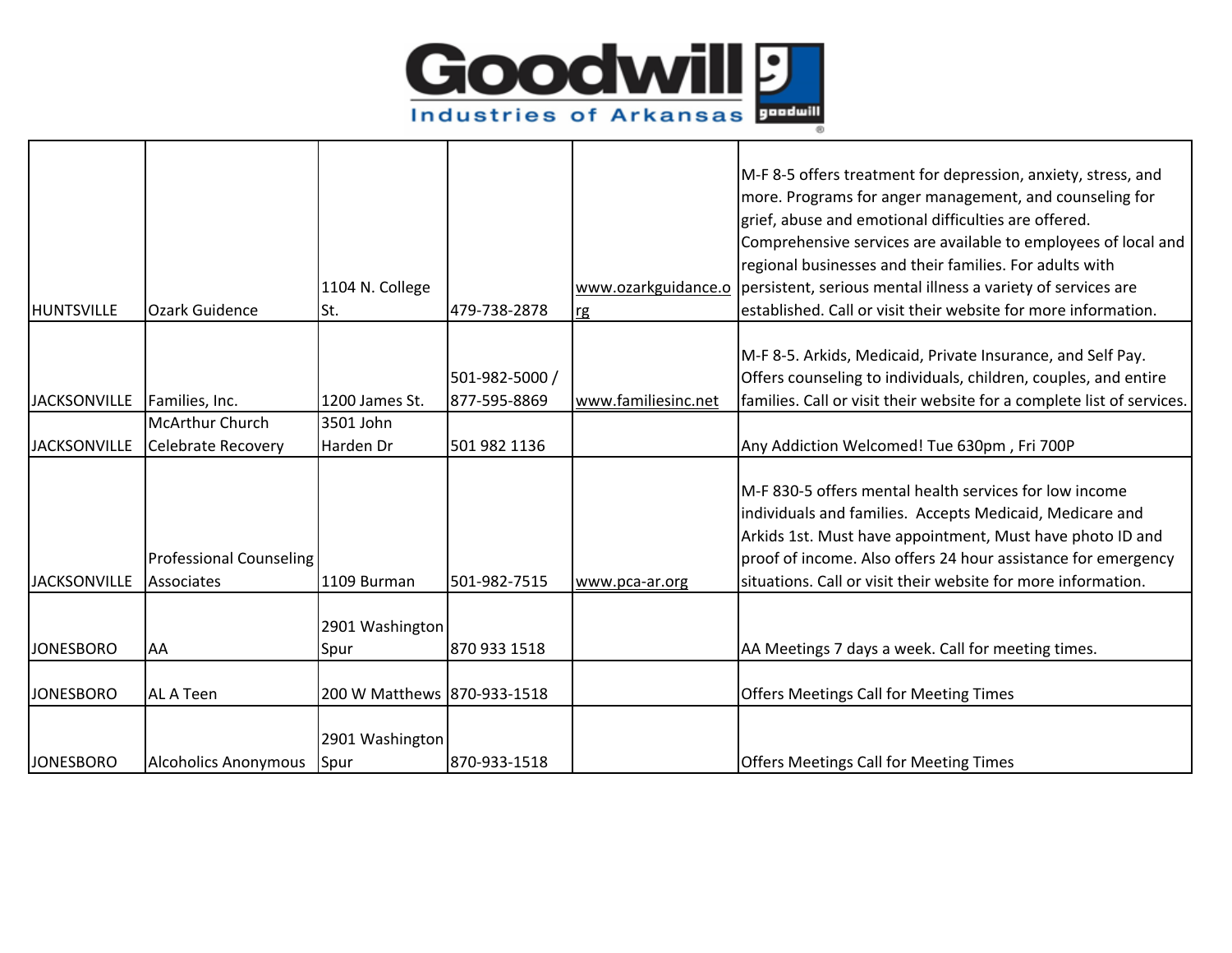| | | | | | |
|---|---|---|---|---|---|
| HUNTSVILLE | Ozark Guidence | 1104 N. College St. | 479-738-2878 | www.ozarkguidance.org | M-F 8-5 offers treatment for depression, anxiety, stress, and more. Programs for anger management, and counseling for grief, abuse and emotional difficulties are offered. Comprehensive services are available to employees of local and regional businesses and their families. For adults with persistent, serious mental illness a variety of services are established. Call or visit their website for more information. |
| JACKSONVILLE | Families, Inc. | 1200 James St. | 501-982-5000 / 877-595-8869 | www.familiesinc.net | M-F 8-5. Arkids, Medicaid, Private Insurance, and Self Pay. Offers counseling to individuals, children, couples, and entire families. Call or visit their website for a complete list of services. |
| JACKSONVILLE | McArthur Church Celebrate Recovery | 3501 John Harden Dr | 501 982 1136 | | Any Addiction Welcomed! Tue 630pm , Fri 700P |
| JACKSONVILLE | Professional Counseling Associates | 1109 Burman | 501-982-7515 | www.pca-ar.org | M-F 830-5 offers mental health services for low income individuals and families. Accepts Medicaid, Medicare and Arkids 1st. Must have appointment, Must have photo ID and proof of income. Also offers 24 hour assistance for emergency situations. Call or visit their website for more information. |
| JONESBORO | AA | 2901 Washington Spur | 870 933 1518 | | AA Meetings 7 days a week. Call for meeting times. |
| JONESBORO | AL A Teen | 200 W Matthews | 870-933-1518 | | Offers Meetings Call for Meeting Times |
| JONESBORO | Alcoholics Anonymous | 2901 Washington Spur | 870-933-1518 | | Offers Meetings Call for Meeting Times |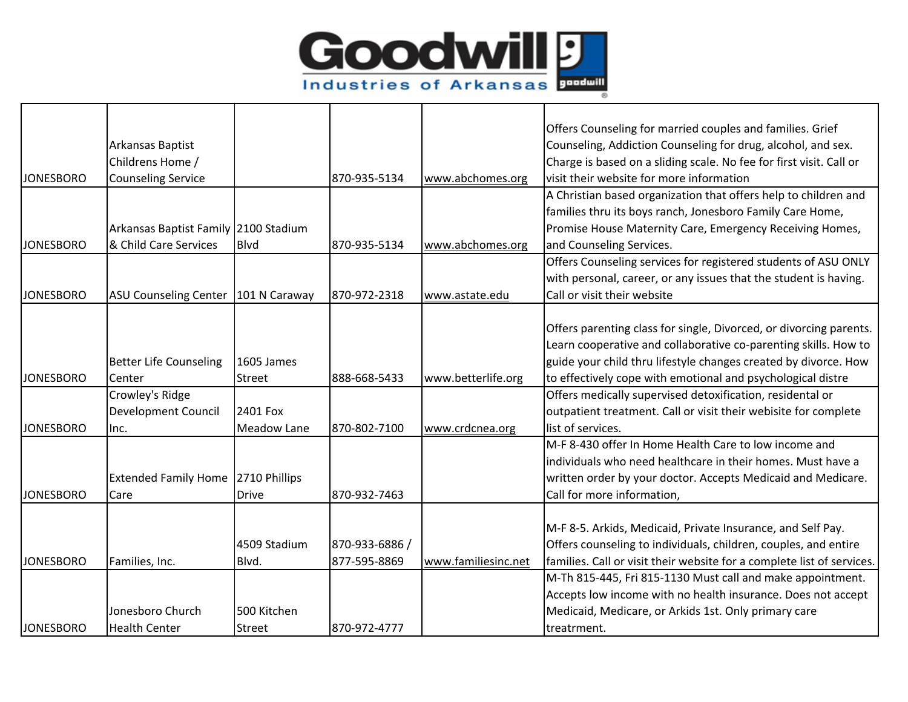| | | | | | |
|---|---|---|---|---|---|
| JONESBORO | Arkansas Baptist Childrens Home / Counseling Service | | 870-935-5134 | www.abchomes.org | Offers Counseling for married couples and families. Grief Counseling, Addiction Counseling for drug, alcohol, and sex. Charge is based on a sliding scale. No fee for first visit. Call or visit their website for more information |
| JONESBORO | Arkansas Baptist Family & Child Care Services | 2100 Stadium Blvd | 870-935-5134 | www.abchomes.org | A Christian based organization that offers help to children and families thru its boys ranch, Jonesboro Family Care Home, Promise House Maternity Care, Emergency Receiving Homes, and Counseling Services. |
| JONESBORO | ASU Counseling Center | 101 N Caraway | 870-972-2318 | www.astate.edu | Offers Counseling services for registered students of ASU ONLY with personal, career, or any issues that the student is having. Call or visit their website |
| JONESBORO | Better Life Counseling Center | 1605 James Street | 888-668-5433 | www.betterlife.org | Offers parenting class for single, Divorced, or divorcing parents. Learn cooperative and collaborative co-parenting skills. How to guide your child thru lifestyle changes created by divorce. How to effectively cope with emotional and psychological distre |
| JONESBORO | Crowley's Ridge Development Council Inc. | 2401 Fox Meadow Lane | 870-802-7100 | www.crdcnea.org | Offers medically supervised detoxification, residental or outpatient treatment. Call or visit their webisite for complete list of services. |
| JONESBORO | Extended Family Home Care | 2710 Phillips Drive | 870-932-7463 | | M-F 8-430 offer In Home Health Care to low income and individuals who need healthcare in their homes. Must have a written order by your doctor. Accepts Medicaid and Medicare. Call for more information, |
| JONESBORO | Families, Inc. | 4509 Stadium Blvd. | 870-933-6886 / 877-595-8869 | www.familiesinc.net | M-F 8-5. Arkids, Medicaid, Private Insurance, and Self Pay. Offers counseling to individuals, children, couples, and entire families. Call or visit their website for a complete list of services. |
| JONESBORO | Jonesboro Church Health Center | 500 Kitchen Street | 870-972-4777 | | M-Th 815-445, Fri 815-1130 Must call and make appointment. Accepts low income with no health insurance. Does not accept Medicaid, Medicare, or Arkids 1st. Only primary care treatrment. |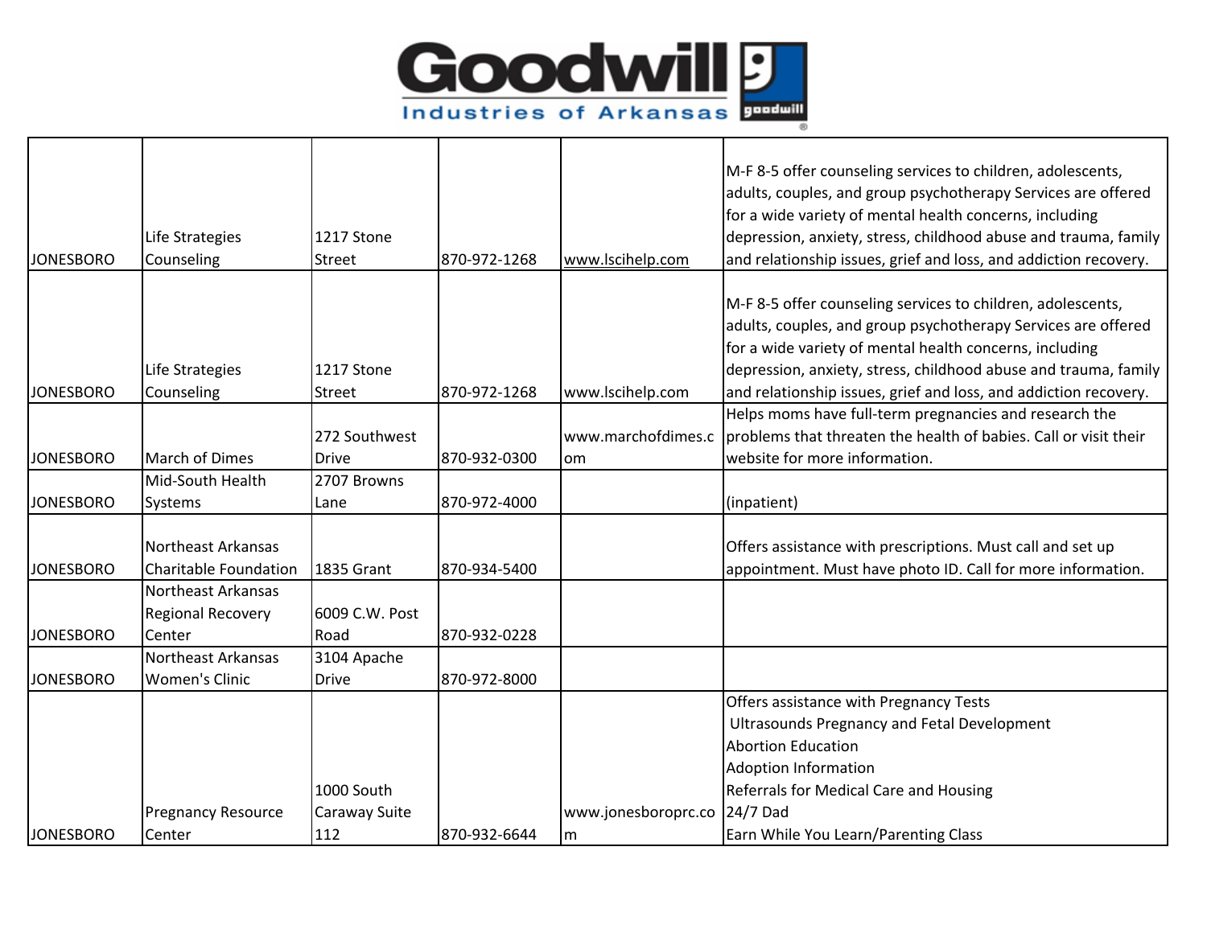| | | | | | |
|---|---|---|---|---|---|
| JONESBORO | Life Strategies Counseling | 1217 Stone Street | 870-972-1268 | www.lscihelp.com | M-F 8-5 offer counseling services to children, adolescents, adults, couples, and group psychotherapy Services are offered for a wide variety of mental health concerns, including depression, anxiety, stress, childhood abuse and trauma, family and relationship issues, grief and loss, and addiction recovery. |
| JONESBORO | Life Strategies Counseling | 1217 Stone Street | 870-972-1268 | www.lscihelp.com | M-F 8-5 offer counseling services to children, adolescents, adults, couples, and group psychotherapy Services are offered for a wide variety of mental health concerns, including depression, anxiety, stress, childhood abuse and trauma, family and relationship issues, grief and loss, and addiction recovery. |
| JONESBORO | March of Dimes | 272 Southwest Drive | 870-932-0300 | www.marchofdimes.com | Helps moms have full-term pregnancies and research the problems that threaten the health of babies. Call or visit their website for more information. |
| JONESBORO | Mid-South Health Systems | 2707 Browns Lane | 870-972-4000 | | (inpatient) |
| JONESBORO | Northeast Arkansas Charitable Foundation | 1835 Grant | 870-934-5400 | | Offers assistance with prescriptions. Must call and set up appointment. Must have photo ID. Call for more information. |
| JONESBORO | Northeast Arkansas Regional Recovery Center | 6009 C.W. Post Road | 870-932-0228 | | |
| JONESBORO | Northeast Arkansas Women's Clinic | 3104 Apache Drive | 870-972-8000 | | |
| JONESBORO | Pregnancy Resource Center | 1000 South Caraway Suite 112 | 870-932-6644 | www.jonesbororprc.com | Offers assistance with Pregnancy Tests<br>Ultrasounds Pregnancy and Fetal Development<br>Abortion Education<br>Adoption Information<br>Referrals for Medical Care and Housing<br>24/7 Dad<br>Earn While You Learn/Parenting Class |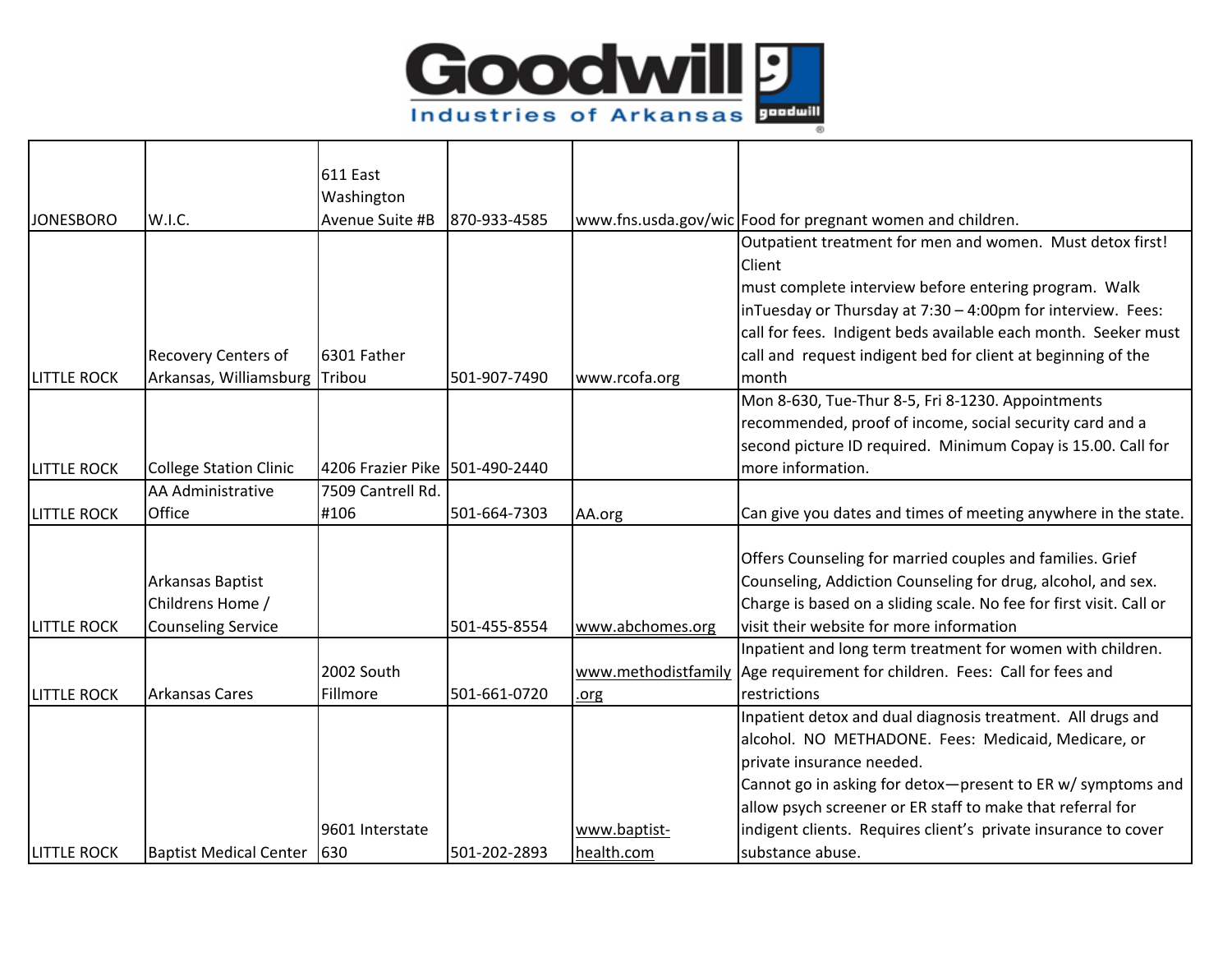| | | | | | |
|---|---|---|---|---|---|
| JONESBORO | W.I.C. | 611 East Washington Avenue Suite #B | 870-933-4585 | www.fns.usda.gov/wic | Food for pregnant women and children. |
| LITTLE ROCK | Recovery Centers of Arkansas, Williamsburg | 6301 Father Tribou | 501-907-7490 | www.rcofa.org | Outpatient treatment for men and women. Must detox first! Client must complete interview before entering program. Walk inTuesday or Thursday at 7:30 – 4:00pm for interview. Fees: call for fees. Indigent beds available each month. Seeker must call and request indigent bed for client at beginning of the month |
| LITTLE ROCK | College Station Clinic | 4206 Frazier Pike | 501-490-2440 | | Mon 8-630, Tue-Thur 8-5, Fri 8-1230. Appointments recommended, proof of income, social security card and a second picture ID required. Minimum Copay is 15.00. Call for more information. |
| LITTLE ROCK | AA Administrative Office | 7509 Cantrell Rd. #106 | 501-664-7303 | AA.org | Can give you dates and times of meeting anywhere in the state. |
| LITTLE ROCK | Arkansas Baptist Childrens Home / Counseling Service | | 501-455-8554 | www.abchomes.org | Offers Counseling for married couples and families. Grief Counseling, Addiction Counseling for drug, alcohol, and sex. Charge is based on a sliding scale. No fee for first visit. Call or visit their website for more information |
| LITTLE ROCK | Arkansas Cares | 2002 South Fillmore | 501-661-0720 | www.methodistfamily.org | Inpatient and long term treatment for women with children. Age requirement for children. Fees: Call for fees and restrictions |
| LITTLE ROCK | Baptist Medical Center | 9601 Interstate 630 | 501-202-2893 | www.baptist-health.com | Inpatient detox and dual diagnosis treatment. All drugs and alcohol. NO METHADONE. Fees: Medicaid, Medicare, or private insurance needed. Cannot go in asking for detox—present to ER w/ symptoms and allow psych screener or ER staff to make that referral for indigent clients. Requires client's private insurance to cover substance abuse. |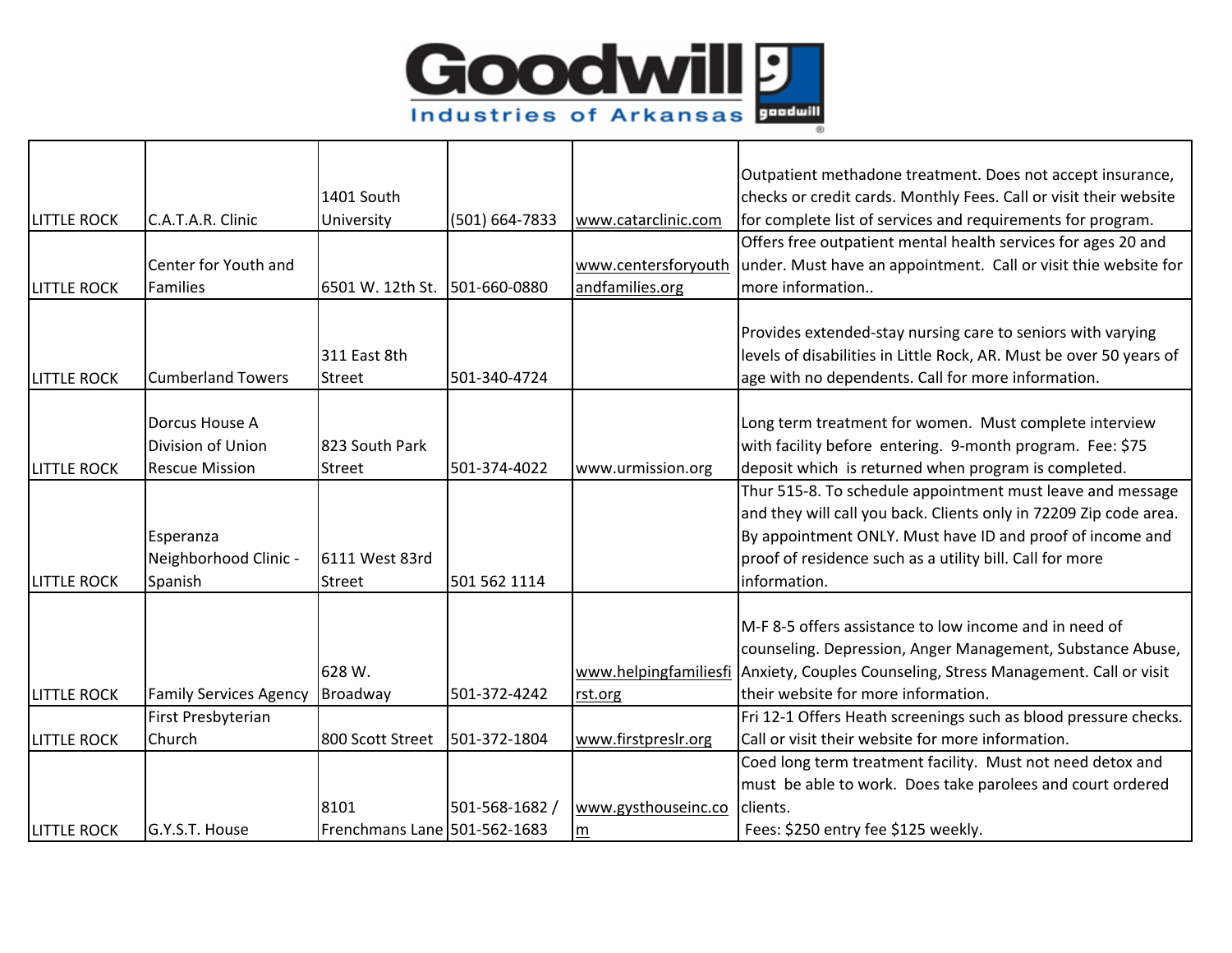# Goodwill Industries of Arkansas

| | | | | | |
|---|---|---|---|---|---|
| LITTLE ROCK | C.A.T.A.R. Clinic | 1401 South University | (501) 664-7833 | www.catarclinic.com | Outpatient methadone treatment. Does not accept insurance, checks or credit cards. Monthly Fees. Call or visit their website for complete list of services and requirements for program. |
| LITTLE ROCK | Center for Youth and Families | 6501 W. 12th St. | 501-660-0880 | www.centersforyouthandfamilies.org | Offers free outpatient mental health services for ages 20 and under. Must have an appointment. Call or visit thie website for more information.. |
| LITTLE ROCK | Cumberland Towers | 311 East 8th Street | 501-340-4724 | | Provides extended-stay nursing care to seniors with varying levels of disabilities in Little Rock, AR. Must be over 50 years of age with no dependents. Call for more information. |
| LITTLE ROCK | Dorcus House A Division of Union Rescue Mission | 823 South Park Street | 501-374-4022 | www.urmission.org | Long term treatment for women. Must complete interview with facility before entering. 9-month program. Fee: $75 deposit which is returned when program is completed. |
| LITTLE ROCK | Esperanza Neighborhood Clinic - Spanish | 6111 West 83rd Street | 501 562 1114 | | Thur 515-8. To schedule appointment must leave and message and they will call you back. Clients only in 72209 Zip code area. By appointment ONLY. Must have ID and proof of income and proof of residence such as a utility bill. Call for more information. |
| LITTLE ROCK | Family Services Agency | 628 W. Broadway | 501-372-4242 | www.helpingfamiliesfirst.org | M-F 8-5 offers assistance to low income and in need of counseling. Depression, Anger Management, Substance Abuse, Anxiety, Couples Counseling, Stress Management. Call or visit their website for more information. |
| LITTLE ROCK | First Presbyterian Church | 800 Scott Street | 501-372-1804 | www.firstpreslr.org | Fri 12-1 Offers Heath screenings such as blood pressure checks. Call or visit their website for more information. |
| LITTLE ROCK | G.Y.S.T. House | 8101 Frenchmans Lane | 501-568-1682 / 501-562-1683 | www.gysthouseinc.com | Coed long term treatment facility. Must not need detox and must be able to work. Does take parolees and court ordered clients. Fees: $250 entry fee $125 weekly. |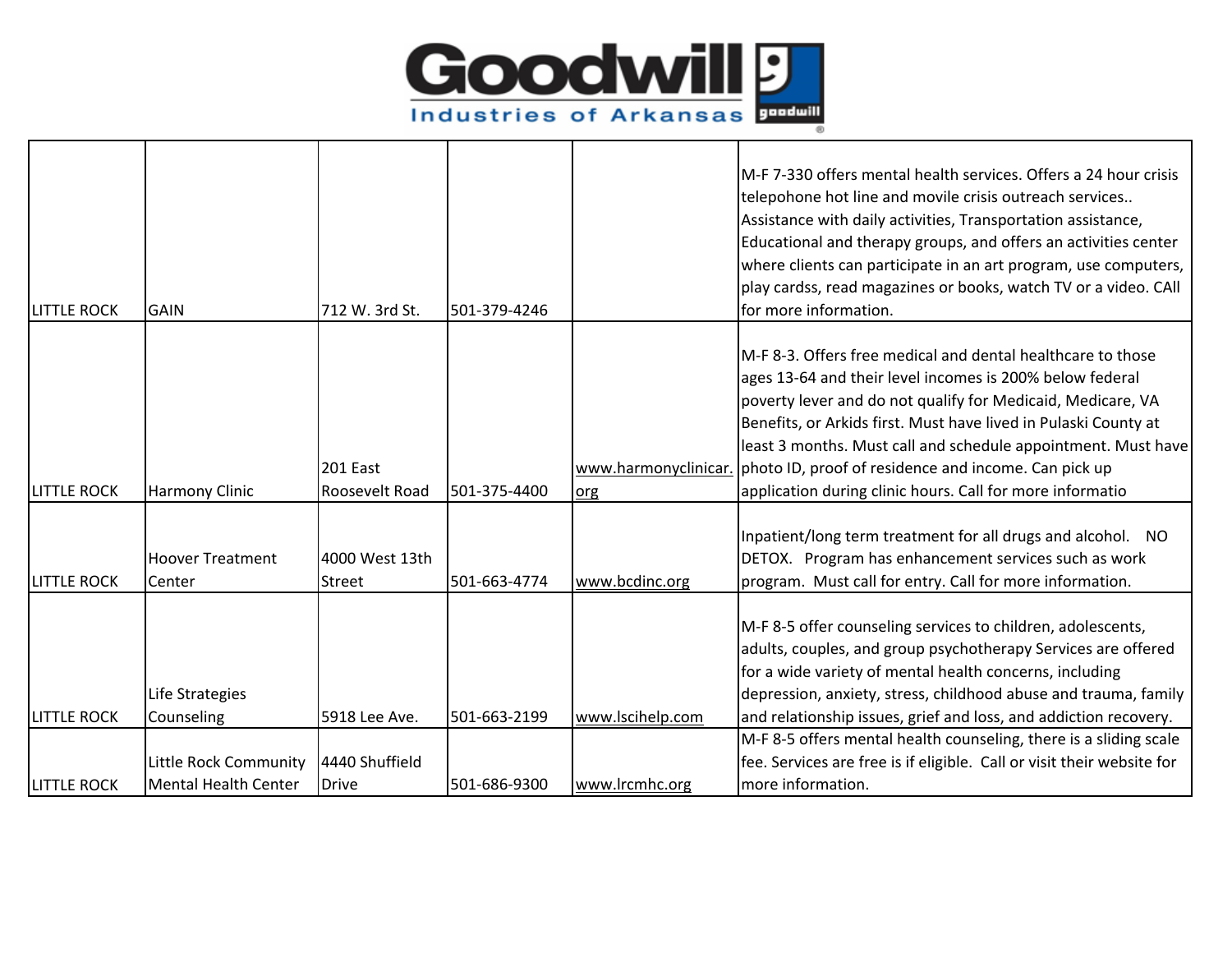| | | | | | |
|---|---|---|---|---|---|
| LITTLE ROCK | GAIN | 712 W. 3rd St. | 501-379-4246 | | M-F 7-330 offers mental health services. Offers a 24 hour crisis telepohone hot line and movile crisis outreach services.. Assistance with daily activities, Transportation assistance, Educational and therapy groups, and offers an activities center where clients can participate in an art program, use computers, play cardss, read magazines or books, watch TV or a video. CAll for more information. |
| LITTLE ROCK | Harmony Clinic | 201 East Roosevelt Road | 501-375-4400 | www.harmonyclinicar.org | M-F 8-3. Offers free medical and dental healthcare to those ages 13-64 and their level incomes is 200% below federal poverty lever and do not qualify for Medicaid, Medicare, VA Benefits, or Arkids first. Must have lived in Pulaski County at least 3 months. Must call and schedule appointment. Must have photo ID, proof of residence and income. Can pick up application during clinic hours. Call for more informatio |
| LITTLE ROCK | Hoover Treatment Center | 4000 West 13th Street | 501-663-4774 | www.bcdinc.org | Inpatient/long term treatment for all drugs and alcohol. NO DETOX. Program has enhancement services such as work program. Must call for entry. Call for more information. |
| LITTLE ROCK | Life Strategies Counseling | 5918 Lee Ave. | 501-663-2199 | www.lscihelp.com | M-F 8-5 offer counseling services to children, adolescents, adults, couples, and group psychotherapy Services are offered for a wide variety of mental health concerns, including depression, anxiety, stress, childhood abuse and trauma, family and relationship issues, grief and loss, and addiction recovery. |
| LITTLE ROCK | Little Rock Community Mental Health Center | 4440 Shuffield Drive | 501-686-9300 | www.lrcmhc.org | M-F 8-5 offers mental health counseling, there is a sliding scale fee. Services are free is if eligible. Call or visit their website for more information. |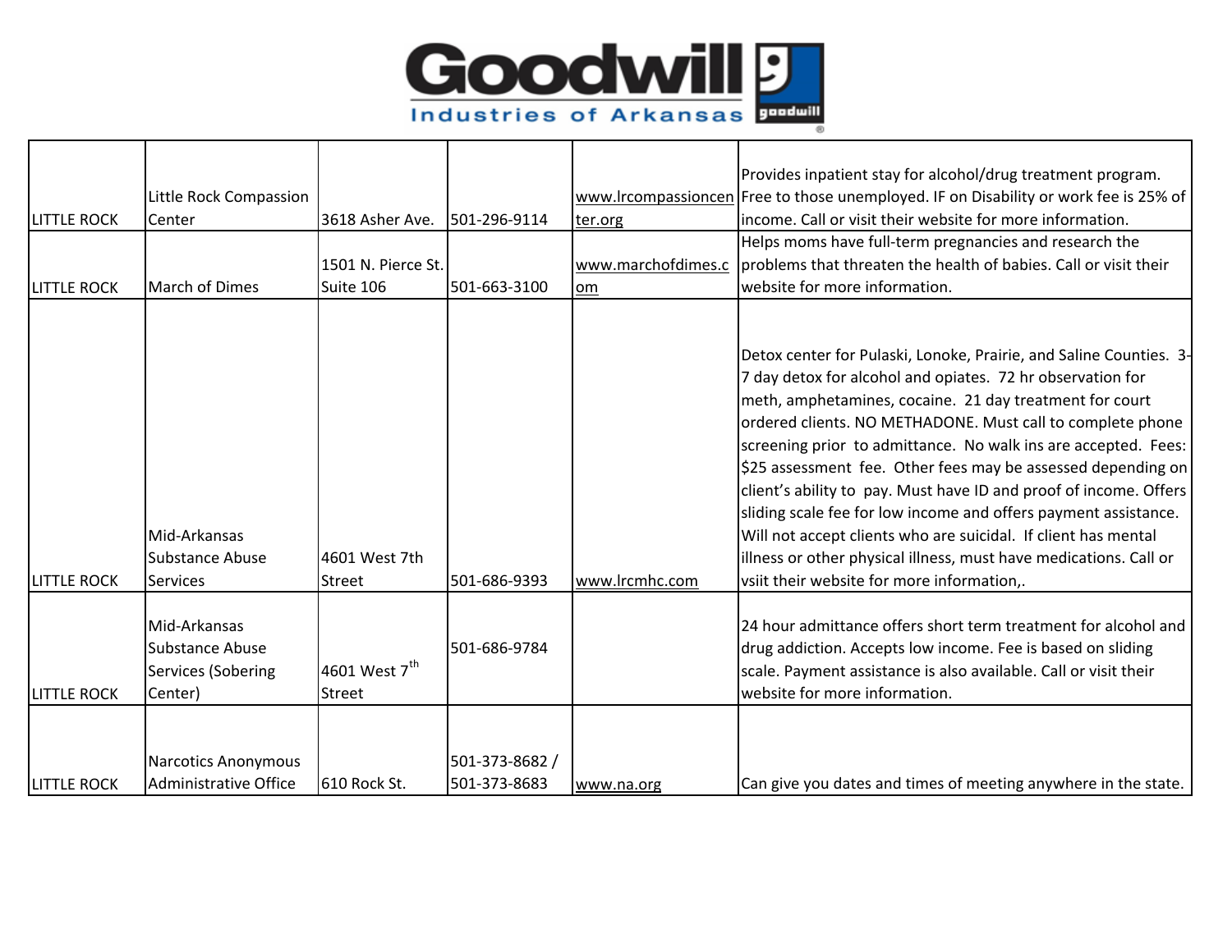| | | | | | |
|---|---|---|---|---|---|
| LITTLE ROCK | Little Rock Compassion Center | 3618 Asher Ave. | 501-296-9114 | www.lrcompassioncenter.org | Provides inpatient stay for alcohol/drug treatment program. Free to those unemployed. IF on Disability or work fee is 25% of income. Call or visit their website for more information. |
| LITTLE ROCK | March of Dimes | 1501 N. Pierce St. Suite 106 | 501-663-3100 | www.marchofdimes.com | Helps moms have full-term pregnancies and research the problems that threaten the health of babies. Call or visit their website for more information. |
| LITTLE ROCK | Mid-Arkansas Substance Abuse Services | 4601 West 7th Street | 501-686-9393 | www.lrcmhc.com | Detox center for Pulaski, Lonoke, Prairie, and Saline Counties. 3-7 day detox for alcohol and opiates. 72 hr observation for meth, amphetamines, cocaine. 21 day treatment for court ordered clients. NO METHADONE. Must call to complete phone screening prior to admittance. No walk ins are accepted. Fees: $25 assessment fee. Other fees may be assessed depending on client's ability to pay. Must have ID and proof of income. Offers sliding scale fee for low income and offers payment assistance. Will not accept clients who are suicidal. If client has mental illness or other physical illness, must have medications. Call or vsiit their website for more information,. |
| LITTLE ROCK | Mid-Arkansas Substance Abuse Services (Sobering Center) | 4601 West 7th Street | 501-686-9784 | | 24 hour admittance offers short term treatment for alcohol and drug addiction. Accepts low income. Fee is based on sliding scale. Payment assistance is also available. Call or visit their website for more information. |
| LITTLE ROCK | Narcotics Anonymous Administrative Office | 610 Rock St. | 501-373-8682 / 501-373-8683 | www.na.org | Can give you dates and times of meeting anywhere in the state. |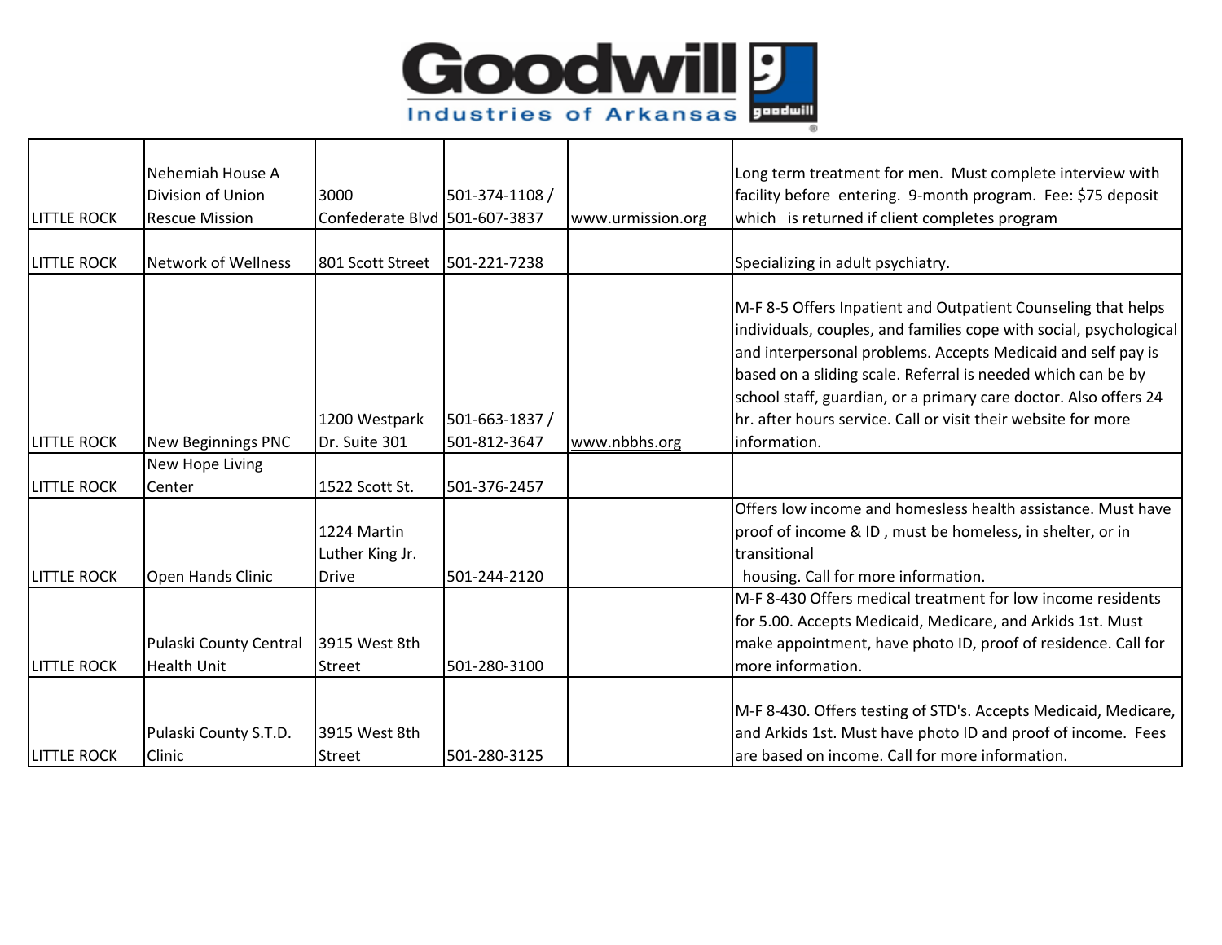| | | | | | |
|---|---|---|---|---|---|
| LITTLE ROCK | Nehemiah House A Division of Union Rescue Mission | 3000 Confederate Blvd | 501-374-1108 / 501-607-3837 | www.urmission.org | Long term treatment for men. Must complete interview with facility before entering. 9-month program. Fee: $75 deposit which is returned if client completes program |
| LITTLE ROCK | Network of Wellness | 801 Scott Street | 501-221-7238 | | Specializing in adult psychiatry. |
| LITTLE ROCK | New Beginnings PNC | 1200 Westpark Dr. Suite 301 | 501-663-1837 / 501-812-3647 | www.nbbhs.org | M-F 8-5 Offers Inpatient and Outpatient Counseling that helps individuals, couples, and families cope with social, psychological and interpersonal problems. Accepts Medicaid and self pay is based on a sliding scale. Referral is needed which can be by school staff, guardian, or a primary care doctor. Also offers 24 hr. after hours service. Call or visit their website for more information. |
| LITTLE ROCK | New Hope Living Center | 1522 Scott St. | 501-376-2457 | | |
| LITTLE ROCK | Open Hands Clinic | 1224 Martin Luther King Jr. Drive | 501-244-2120 | | Offers low income and homeless health assistance. Must have proof of income & ID , must be homeless, in shelter, or in transitional housing. Call for more information. |
| LITTLE ROCK | Pulaski County Central Health Unit | 3915 West 8th Street | 501-280-3100 | | M-F 8-430 Offers medical treatment for low income residents for 5.00. Accepts Medicaid, Medicare, and Arkids 1st. Must make appointment, have photo ID, proof of residence. Call for more information. |
| LITTLE ROCK | Pulaski County S.T.D. Clinic | 3915 West 8th Street | 501-280-3125 | | M-F 8-430. Offers testing of STD's. Accepts Medicaid, Medicare, and Arkids 1st. Must have photo ID and proof of income. Fees are based on income. Call for more information. |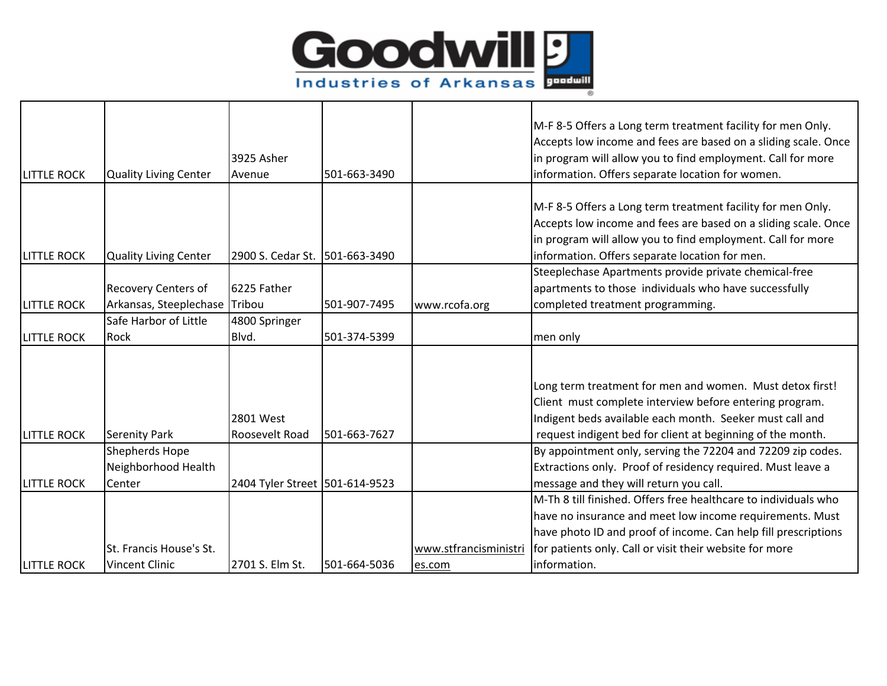| | | | | | |
|---|---|---|---|---|---|
| LITTLE ROCK | Quality Living Center | 3925 Asher Avenue | 501-663-3490 | | M-F 8-5 Offers a Long term treatment facility for men Only. Accepts low income and fees are based on a sliding scale. Once in program will allow you to find employment. Call for more information. Offers separate location for women. |
| LITTLE ROCK | Quality Living Center | 2900 S. Cedar St. | 501-663-3490 | | M-F 8-5 Offers a Long term treatment facility for men Only. Accepts low income and fees are based on a sliding scale. Once in program will allow you to find employment. Call for more information. Offers separate location for men. |
| LITTLE ROCK | Recovery Centers of Arkansas, Steeplechase | 6225 Father Tribou | 501-907-7495 | www.rcofa.org | Steeplechase Apartments provide private chemical-free apartments to those individuals who have successfully completed treatment programming. |
| LITTLE ROCK | Safe Harbor of Little Rock | 4800 Springer Blvd. | 501-374-5399 | | men only |
| LITTLE ROCK | Serenity Park | 2801 West Roosevelt Road | 501-663-7627 | | Long term treatment for men and women. Must detox first! Client must complete interview before entering program. Indigent beds available each month. Seeker must call and request indigent bed for client at beginning of the month. |
| LITTLE ROCK | Shepherds Hope Neighborhood Health Center | 2404 Tyler Street | 501-614-9523 | | By appointment only, serving the 72204 and 72209 zip codes. Extractions only. Proof of residency required. Must leave a message and they will return you call. |
| LITTLE ROCK | St. Francis House's St. Vincent Clinic | 2701 S. Elm St. | 501-664-5036 | www.stfrancisministries.com | M-Th 8 till finished. Offers free healthcare to individuals who have no insurance and meet low income requirements. Must have photo ID and proof of income. Can help fill prescriptions for patients only. Call or visit their website for more information. |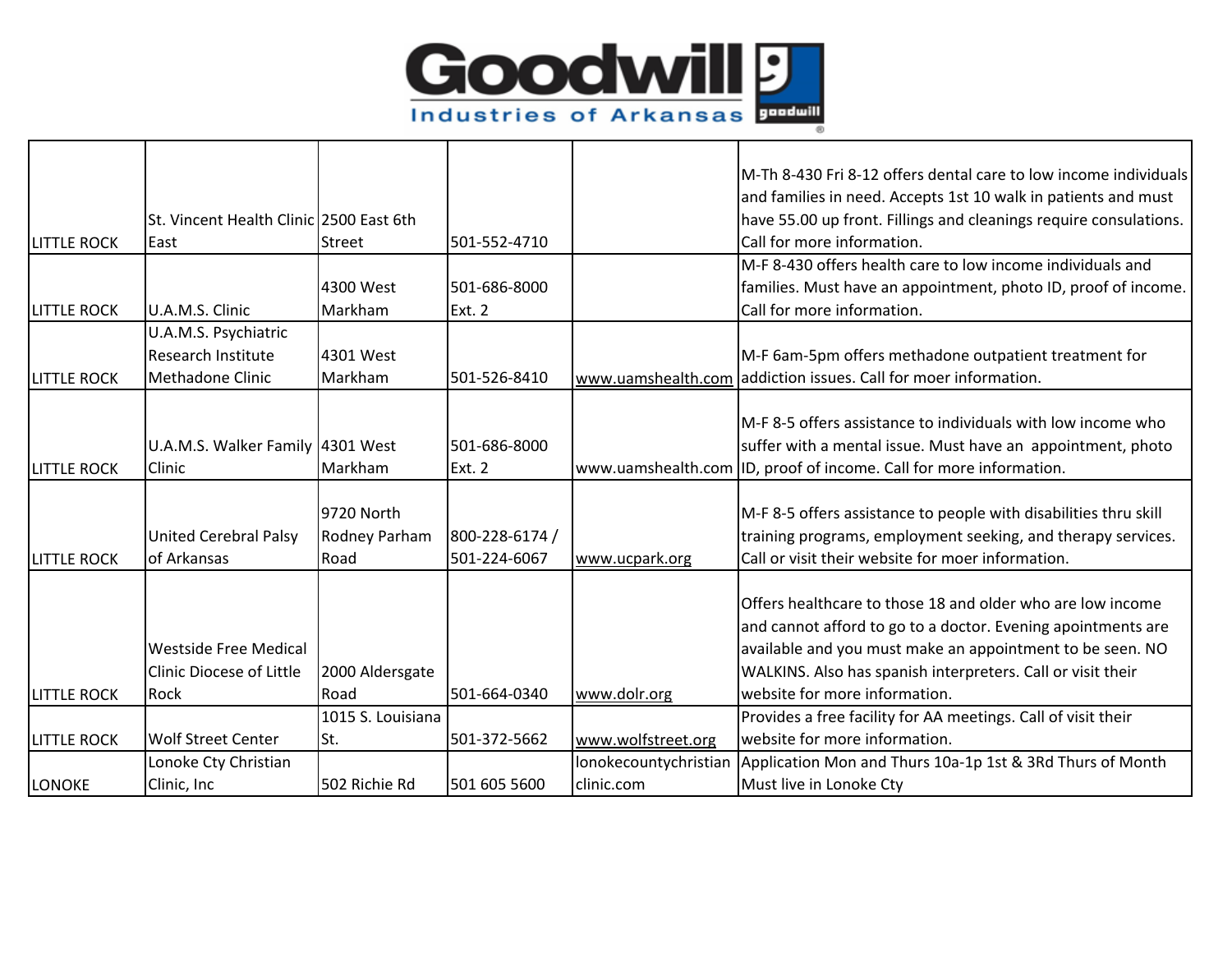# Goodwill Industries of Arkansas

| | | | | | |
|---|---|---|---|---|---|
| LITTLE ROCK | St. Vincent Health Clinic East | 2500 East 6th Street | 501-552-4710 | | M-Th 8-430 Fri 8-12 offers dental care to low income individuals and families in need. Accepts 1st 10 walk in patients and must have 55.00 up front. Fillings and cleanings require consulations. Call for more information. |
| LITTLE ROCK | U.A.M.S. Clinic | 4300 West Markham | 501-686-8000 Ext. 2 | | M-F 8-430 offers health care to low income individuals and families. Must have an appointment, photo ID, proof of income. Call for more information. |
| LITTLE ROCK | U.A.M.S. Psychiatric Research Institute Methadone Clinic | 4301 West Markham | 501-526-8410 | www.uamshealth.com | M-F 6am-5pm offers methadone outpatient treatment for addiction issues. Call for moer information. |
| LITTLE ROCK | U.A.M.S. Walker Family Clinic | 4301 West Markham | 501-686-8000 Ext. 2 | www.uamshealth.com | M-F 8-5 offers assistance to individuals with low income who suffer with a mental issue. Must have an appointment, photo ID, proof of income. Call for more information. |
| LITTLE ROCK | United Cerebral Palsy of Arkansas | 9720 North Rodney Parham Road | 800-228-6174 / 501-224-6067 | www.ucpark.org | M-F 8-5 offers assistance to people with disabilities thru skill training programs, employment seeking, and therapy services. Call or visit their website for moer information. |
| LITTLE ROCK | Westside Free Medical Clinic Diocese of Little Rock | 2000 Aldersgate Road | 501-664-0340 | www.dolr.org | Offers healthcare to those 18 and older who are low income and cannot afford to go to a doctor. Evening apointments are available and you must make an appointment to be seen. NO WALKINS. Also has spanish interpreters. Call or visit their website for more information. |
| LITTLE ROCK | Wolf Street Center | 1015 S. Louisiana St. | 501-372-5662 | www.wolfstreet.org | Provides a free facility for AA meetings. Call of visit their website for more information. |
| LONOKE | Lonoke Cty Christian Clinic, Inc | 502 Richie Rd | 501 605 5600 | lonokecountychristian clinic.com | Application Mon and Thurs 10a-1p 1st & 3Rd Thurs of Month Must live in Lonoke Cty |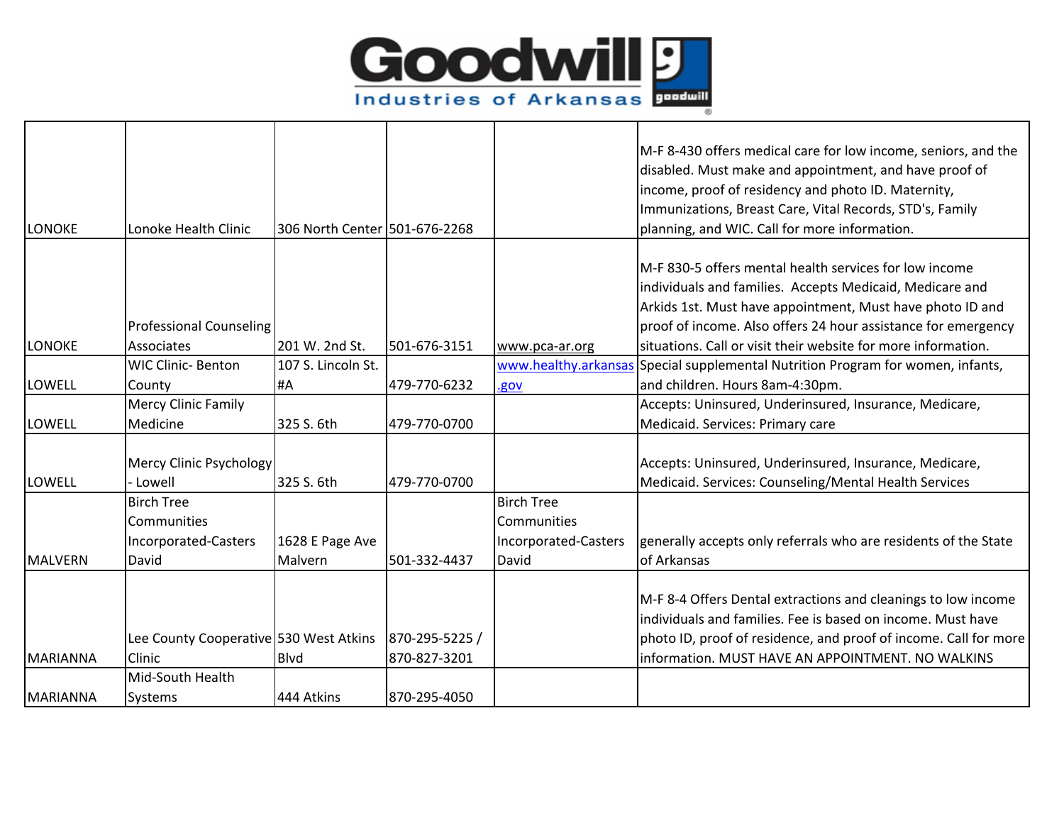| LONOKE | Lonoke Health Clinic | 306 North Center | 501-676-2268 | | M-F 8-430 offers medical care for low income, seniors, and the disabled. Must make and appointment, and have proof of income, proof of residency and photo ID. Maternity, Immunizations, Breast Care, Vital Records, STD's, Family planning, and WIC. Call for more information. |
|---|---|---|---|---|---|
| LONOKE | Professional Counseling Associates | 201 W. 2nd St. | 501-676-3151 | www.pca-ar.org | M-F 830-5 offers mental health services for low income individuals and families. Accepts Medicaid, Medicare and Arkids 1st. Must have appointment, Must have photo ID and proof of income. Also offers 24 hour assistance for emergency situations. Call or visit their website for more information. |
| LOWELL | WIC Clinic- Benton County | 107 S. Lincoln St. #A | 479-770-6232 | www.healthy.arkansas.gov | Special supplemental Nutrition Program for women, infants, and children. Hours 8am-4:30pm. |
| LOWELL | Mercy Clinic Family Medicine | 325 S. 6th | 479-770-0700 | | Accepts: Uninsured, Underinsured, Insurance, Medicare, Medicaid. Services: Primary care |
| LOWELL | Mercy Clinic Psychology - Lowell | 325 S. 6th | 479-770-0700 | | Accepts: Uninsured, Underinsured, Insurance, Medicare, Medicaid. Services: Counseling/Mental Health Services |
| MALVERN | Birch Tree Communities Incorporated-Casters David | 1628 E Page Ave Malvern | 501-332-4437 | Birch Tree Communities Incorporated-Casters David | generally accepts only referrals who are residents of the State of Arkansas |
| MARIANNA | Lee County Cooperative Clinic | 530 West Atkins Blvd | 870-295-5225 / 870-827-3201 | | M-F 8-4 Offers Dental extractions and cleanings to low income individuals and families. Fee is based on income. Must have photo ID, proof of residence, and proof of income. Call for more information. MUST HAVE AN APPOINTMENT. NO WALKINS |
| MARIANNA | Mid-South Health Systems | 444 Atkins | 870-295-4050 | | |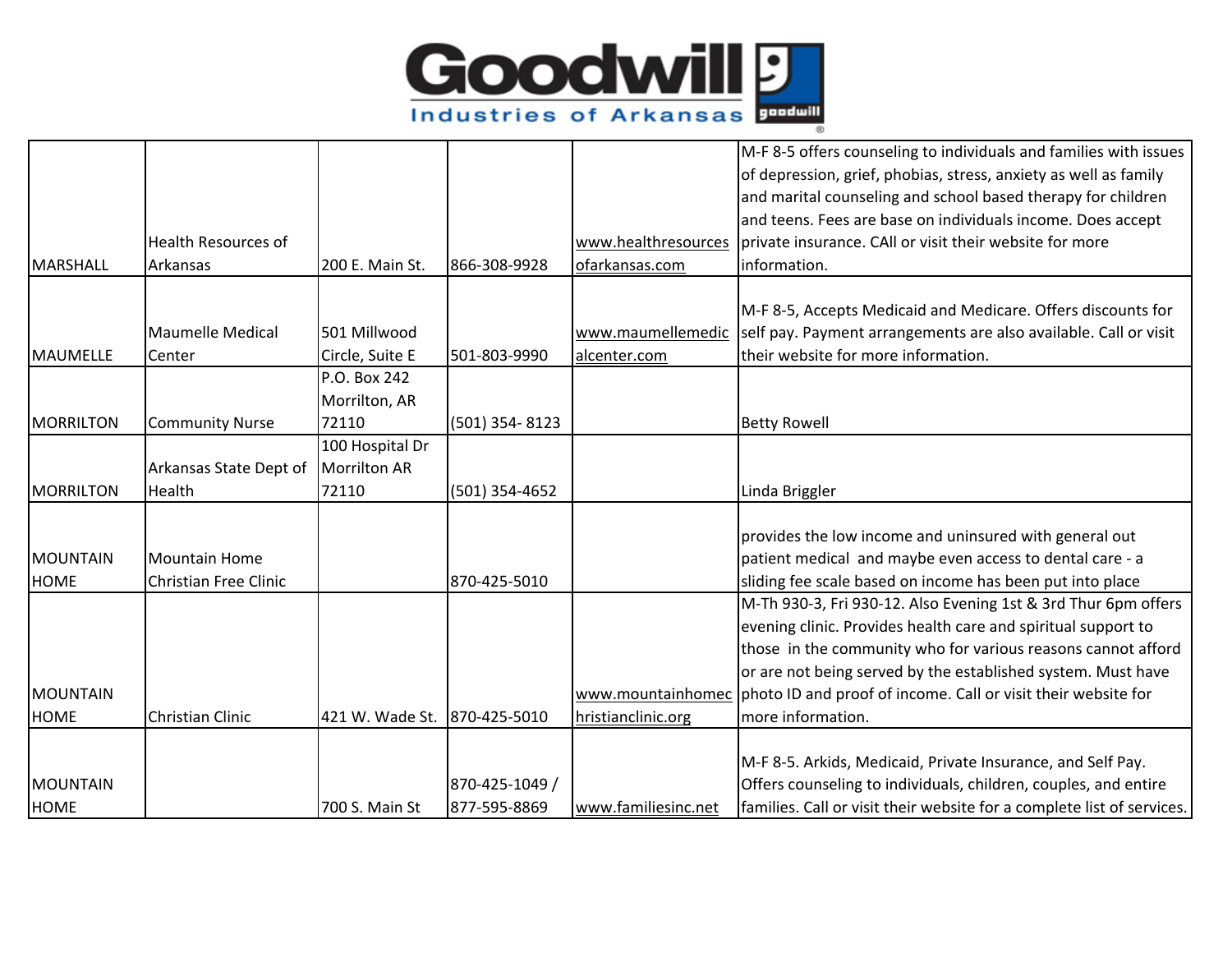| | | | | | |
|---|---|---|---|---|---|
| MARSHALL | Health Resources of Arkansas | 200 E. Main St. | 866-308-9928 | www.healthresourcesofarkansas.com | M-F 8-5 offers counseling to individuals and families with issues of depression, grief, phobias, stress, anxiety as well as family and marital counseling and school based therapy for children and teens. Fees are base on individuals income. Does accept private insurance. CAll or visit their website for more information. |
| MAUMELLE | Maumelle Medical Center | 501 Millwood Circle, Suite E | 501-803-9990 | www.maumellemedicalcenter.com | M-F 8-5, Accepts Medicaid and Medicare. Offers discounts for self pay. Payment arrangements are also available. Call or visit their website for more information. |
| MORRILTON | Community Nurse | P.O. Box 242 Morrilton, AR 72110 | (501) 354- 8123 | | Betty Rowell |
| MORRILTON | Arkansas State Dept of Health | 100 Hospital Dr Morrilton AR 72110 | (501) 354-4652 | | Linda Briggler |
| MOUNTAIN HOME | Mountain Home Christian Free Clinic | | 870-425-5010 | | provides the low income and uninsured with general out patient medical and maybe even access to dental care - a sliding fee scale based on income has been put into place |
| MOUNTAIN HOME | Christian Clinic | 421 W. Wade St. | 870-425-5010 | www.mountainhomechristianclinic.org | M-Th 930-3, Fri 930-12. Also Evening 1st & 3rd Thur 6pm offers evening clinic. Provides health care and spiritual support to those in the community who for various reasons cannot afford or are not being served by the established system. Must have photo ID and proof of income. Call or visit their website for more information. |
| MOUNTAIN HOME | | 700 S. Main St | 870-425-1049 / 877-595-8869 | www.familiesinc.net | M-F 8-5. Arkids, Medicaid, Private Insurance, and Self Pay. Offers counseling to individuals, children, couples, and entire families. Call or visit their website for a complete list of services. |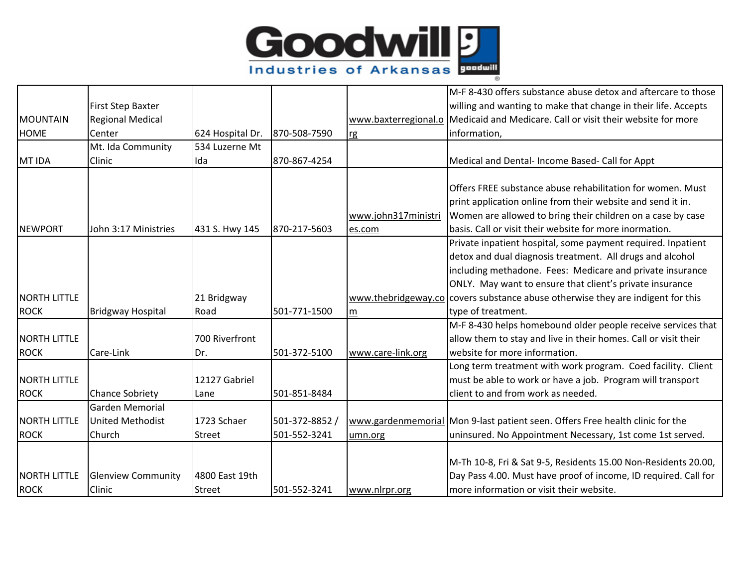# Goodwill Industries of Arkansas

| | | | | | |
|---|---|---|---|---|---|
| MOUNTAIN HOME | First Step Baxter Regional Medical Center | 624 Hospital Dr. | 870-508-7590 | www.baxterregional.org | M-F 8-430 offers substance abuse detox and aftercare to those willing and wanting to make that change in their life. Accepts Medicaid and Medicare. Call or visit their website for more information, |
| MT IDA | Mt. Ida Community Clinic | 534 Luzerne Mt Ida | 870-867-4254 | | Medical and Dental- Income Based- Call for Appt |
| NEWPORT | John 3:17 Ministries | 431 S. Hwy 145 | 870-217-5603 | www.john317ministries.com | Offers FREE substance abuse rehabilitation for women. Must print application online from their website and send it in. Women are allowed to bring their children on a case by case basis. Call or visit their website for more inormation. |
| NORTH LITTLE ROCK | Bridgway Hospital | 21 Bridgway Road | 501-771-1500 | www.thebridgeway.com | Private inpatient hospital, some payment required. Inpatient detox and dual diagnosis treatment. All drugs and alcohol including methadone. Fees: Medicare and private insurance ONLY. May want to ensure that client's private insurance covers substance abuse otherwise they are indigent for this type of treatment. |
| NORTH LITTLE ROCK | Care-Link | 700 Riverfront Dr. | 501-372-5100 | www.care-link.org | M-F 8-430 helps homebound older people receive services that allow them to stay and live in their homes. Call or visit their website for more information. |
| NORTH LITTLE ROCK | Chance Sobriety | 12127 Gabriel Lane | 501-851-8484 | | Long term treatment with work program. Coed facility. Client must be able to work or have a job. Program will transport client to and from work as needed. |
| NORTH LITTLE ROCK | Garden Memorial United Methodist Church | 1723 Schaer Street | 501-372-8852 / 501-552-3241 | www.gardenmemorialumn.org | Mon 9-last patient seen. Offers Free health clinic for the uninsured. No Appointment Necessary, 1st come 1st served. |
| NORTH LITTLE ROCK | Glenview Community Clinic | 4800 East 19th Street | 501-552-3241 | www.nlrpr.org | M-Th 10-8, Fri & Sat 9-5, Residents 15.00 Non-Residents 20.00, Day Pass 4.00. Must have proof of income, ID required. Call for more information or visit their website. |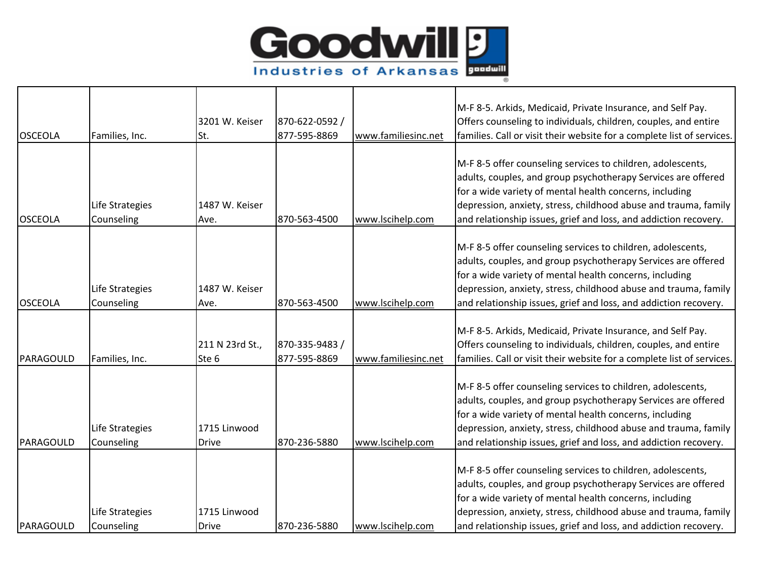Goodwill Industries of Arkansas

| | | | | | |
|---|---|---|---|---|---|
| OSCEOLA | Families, Inc. | 3201 W. Keiser St. | 870-622-0592 / 877-595-8869 | www.familiesinc.net | M-F 8-5. Arkids, Medicaid, Private Insurance, and Self Pay. Offers counseling to individuals, children, couples, and entire families. Call or visit their website for a complete list of services. |
| OSCEOLA | Life Strategies Counseling | 1487 W. Keiser Ave. | 870-563-4500 | www.lscihelp.com | M-F 8-5 offer counseling services to children, adolescents, adults, couples, and group psychotherapy Services are offered for a wide variety of mental health concerns, including depression, anxiety, stress, childhood abuse and trauma, family and relationship issues, grief and loss, and addiction recovery. |
| OSCEOLA | Life Strategies Counseling | 1487 W. Keiser Ave. | 870-563-4500 | www.lscihelp.com | M-F 8-5 offer counseling services to children, adolescents, adults, couples, and group psychotherapy Services are offered for a wide variety of mental health concerns, including depression, anxiety, stress, childhood abuse and trauma, family and relationship issues, grief and loss, and addiction recovery. |
| PARAGOULD | Families, Inc. | 211 N 23rd St., Ste 6 | 870-335-9483 / 877-595-8869 | www.familiesinc.net | M-F 8-5. Arkids, Medicaid, Private Insurance, and Self Pay. Offers counseling to individuals, children, couples, and entire families. Call or visit their website for a complete list of services. |
| PARAGOULD | Life Strategies Counseling | 1715 Linwood Drive | 870-236-5880 | www.lscihelp.com | M-F 8-5 offer counseling services to children, adolescents, adults, couples, and group psychotherapy Services are offered for a wide variety of mental health concerns, including depression, anxiety, stress, childhood abuse and trauma, family and relationship issues, grief and loss, and addiction recovery. |
| PARAGOULD | Life Strategies Counseling | 1715 Linwood Drive | 870-236-5880 | www.lscihelp.com | M-F 8-5 offer counseling services to children, adolescents, adults, couples, and group psychotherapy Services are offered for a wide variety of mental health concerns, including depression, anxiety, stress, childhood abuse and trauma, family and relationship issues, grief and loss, and addiction recovery. |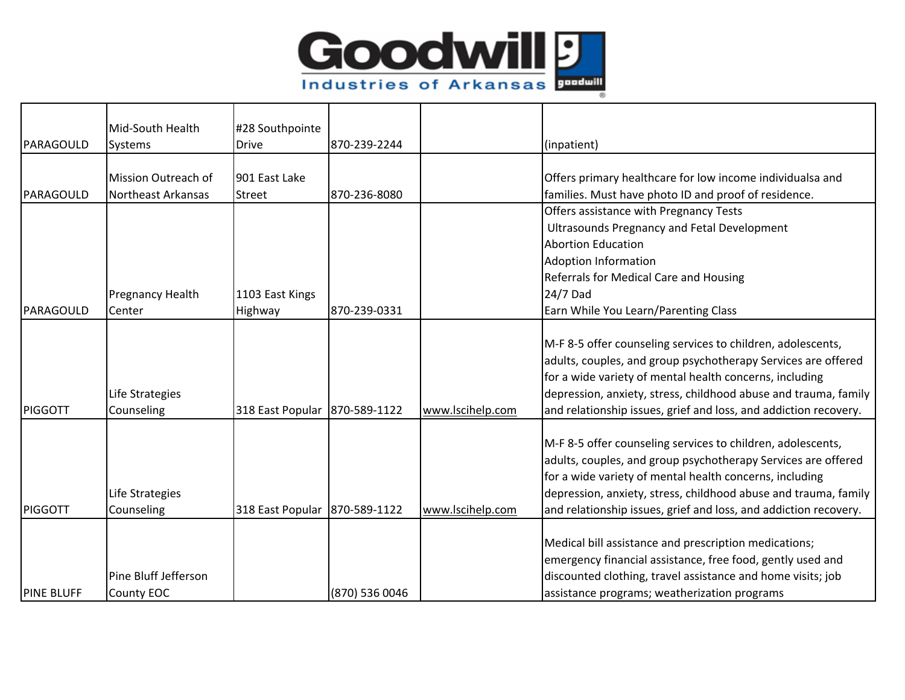| | | | | | |
|---|---|---|---|---|---|
| PARAGOULD | Mid-South Health Systems | #28 Southpointe Drive | 870-239-2244 | | (inpatient) |
| PARAGOULD | Mission Outreach of Northeast Arkansas | 901 East Lake Street | 870-236-8080 | | Offers primary healthcare for low income individualsa and families. Must have photo ID and proof of residence. |
| PARAGOULD | Pregnancy Health Center | 1103 East Kings Highway | 870-239-0331 | | Offers assistance with Pregnancy Tests<br>Ultrasounds Pregnancy and Fetal Development<br>Abortion Education<br>Adoption Information<br>Referrals for Medical Care and Housing<br>24/7 Dad<br>Earn While You Learn/Parenting Class |
| PIGGOTT | Life Strategies Counseling | 318 East Popular | 870-589-1122 | www.lscihelp.com | M-F 8-5 offer counseling services to children, adolescents, adults, couples, and group psychotherapy Services are offered for a wide variety of mental health concerns, including depression, anxiety, stress, childhood abuse and trauma, family and relationship issues, grief and loss, and addiction recovery. |
| PIGGOTT | Life Strategies Counseling | 318 East Popular | 870-589-1122 | www.lscihelp.com | M-F 8-5 offer counseling services to children, adolescents, adults, couples, and group psychotherapy Services are offered for a wide variety of mental health concerns, including depression, anxiety, stress, childhood abuse and trauma, family and relationship issues, grief and loss, and addiction recovery. |
| PINE BLUFF | Pine Bluff Jefferson County EOC | | (870) 536 0046 | | Medical bill assistance and prescription medications; emergency financial assistance, free food, gently used and discounted clothing, travel assistance and home visits; job assistance programs; weatherization programs |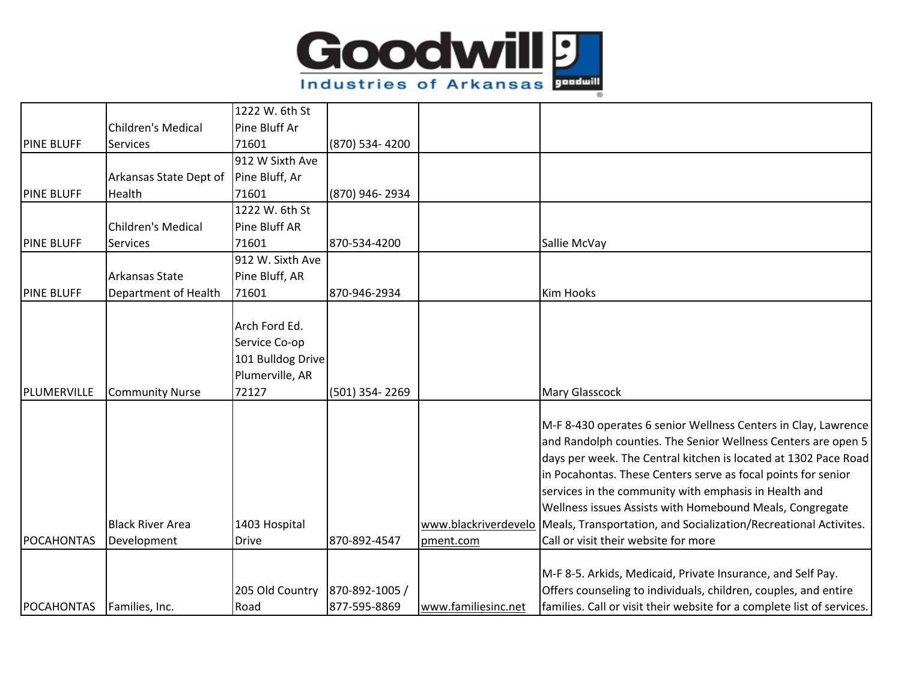Goodwill Industries of Arkansas

| | | | | | |
|---|---|---|---|---|---|
| PINE BLUFF | Children's Medical Services | 1222 W. 6th St Pine Bluff Ar 71601 | (870) 534- 4200 | | |
| PINE BLUFF | Arkansas State Dept of Health | 912 W Sixth Ave Pine Bluff, Ar 71601 | (870) 946- 2934 | | |
| PINE BLUFF | Children's Medical Services | 1222 W. 6th St Pine Bluff AR 71601 | 870-534-4200 | | Sallie McVay |
| PINE BLUFF | Arkansas State Department of Health | 912 W. Sixth Ave Pine Bluff, AR 71601 | 870-946-2934 | | Kim Hooks |
| PLUMERVILLE | Community Nurse | Arch Ford Ed. Service Co-op 101 Bulldog Drive Plumerville, AR 72127 | (501) 354- 2269 | | Mary Glasscock |
| POCAHONTAS | Black River Area Development | 1403 Hospital Drive | 870-892-4547 | www.blackriverdevelopment.com | M-F 8-430 operates 6 senior Wellness Centers in Clay, Lawrence and Randolph counties. The Senior Wellness Centers are open 5 days per week. The Central kitchen is located at 1302 Pace Road in Pocahontas. These Centers serve as focal points for senior services in the community with emphasis in Health and Wellness issues Assists with Homebound Meals, Congregate Meals, Transportation, and Socialization/Recreational Activites. Call or visit their website for more |
| POCAHONTAS | Families, Inc. | 205 Old Country Road | 870-892-1005 / 877-595-8869 | www.familiesinc.net | M-F 8-5. Arkids, Medicaid, Private Insurance, and Self Pay. Offers counseling to individuals, children, couples, and entire families. Call or visit their website for a complete list of services. |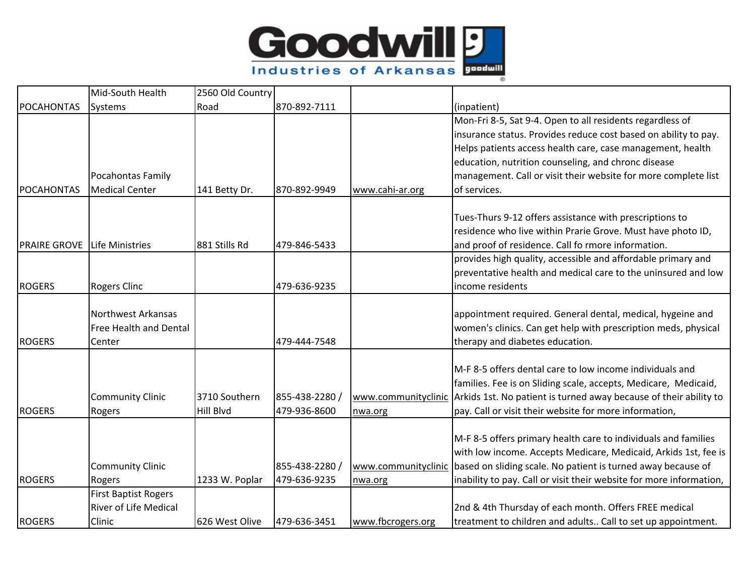| | | | | | |
|---|---|---|---|---|---|
| POCAHONTAS | Mid-South Health Systems | 2560 Old Country Road | 870-892-7111 | | (inpatient) |
| POCAHONTAS | Pocahontas Family Medical Center | 141 Betty Dr. | 870-892-9949 | www.cahi-ar.org | Mon-Fri 8-5, Sat 9-4. Open to all residents regardless of insurance status. Provides reduce cost based on ability to pay. Helps patients access health care, case management, health education, nutrition counseling, and chronc disease management. Call or visit their website for more complete list of services. |
| PRAIRE GROVE | Life Ministries | 881 Stills Rd | 479-846-5433 | | Tues-Thurs 9-12 offers assistance with prescriptions to residence who live within Prarie Grove. Must have photo ID, and proof of residence. Call fo rmore information. |
| ROGERS | Rogers Clinc | | 479-636-9235 | | provides high quality, accessible and affordable primary and preventative health and medical care to the uninsured and low income residents |
| ROGERS | Northwest Arkansas Free Health and Dental Center | | 479-444-7548 | | appointment required. General dental, medical, hygeine and women's clinics. Can get help with prescription meds, physical therapy and diabetes education. |
| ROGERS | Community Clinic Rogers | 3710 Southern Hill Blvd | 855-438-2280 / 479-936-8600 | www.communityclinicnwa.org | M-F 8-5 offers dental care to low income individuals and families. Fee is on Sliding scale, accepts, Medicare, Medicaid, Arkids 1st. No patient is turned away because of their ability to pay. Call or visit their website for more information, |
| ROGERS | Community Clinic Rogers | 1233 W. Poplar | 855-438-2280 / 479-636-9235 | www.communityclinicnwa.org | M-F 8-5 offers primary health care to individuals and families with low income. Accepts Medicare, Medicaid, Arkids 1st, fee is based on sliding scale. No patient is turned away because of inability to pay. Call or visit their website for more information, |
| ROGERS | First Baptist Rogers River of Life Medical Clinic | 626 West Olive | 479-636-3451 | www.fbcrogers.org | 2nd & 4th Thursday of each month. Offers FREE medical treatment to children and adults.. Call to set up appointment. |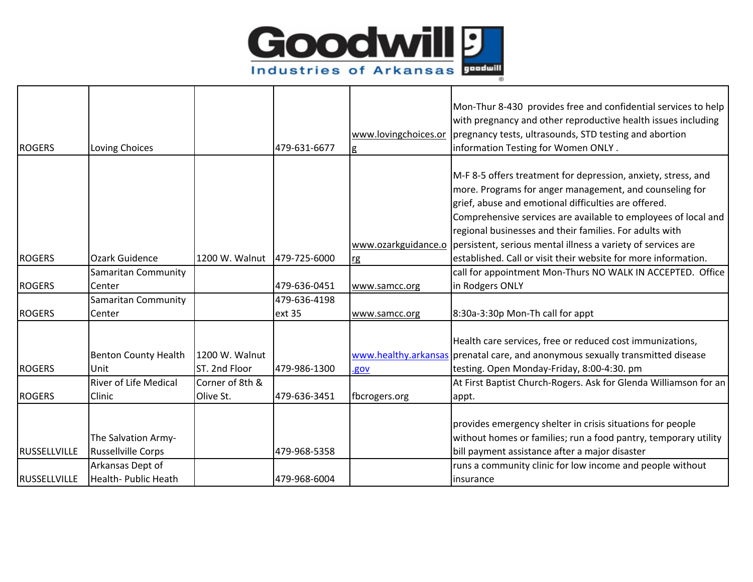| | | | | | |
|---|---|---|---|---|---|
| ROGERS | Loving Choices | | 479-631-6677 | www.lovingchoices.org | Mon-Thur 8-430 provides free and confidential services to help with pregnancy and other reproductive health issues including pregnancy tests, ultrasounds, STD testing and abortion information Testing for Women ONLY . |
| ROGERS | Ozark Guidence | 1200 W. Walnut | 479-725-6000 | www.ozarkguidance.org | M-F 8-5 offers treatment for depression, anxiety, stress, and more. Programs for anger management, and counseling for grief, abuse and emotional difficulties are offered. Comprehensive services are available to employees of local and regional businesses and their families. For adults with persistent, serious mental illness a variety of services are established. Call or visit their website for more information. |
| ROGERS | Samaritan Community Center | | 479-636-0451 | www.samcc.org | call for appointment Mon-Thurs NO WALK IN ACCEPTED. Office in Rodgers ONLY |
| ROGERS | Samaritan Community Center | | 479-636-4198 ext 35 | www.samcc.org | 8:30a-3:30p Mon-Th call for appt |
| ROGERS | Benton County Health Unit | 1200 W. Walnut ST. 2nd Floor | 479-986-1300 | www.healthy.arkansas.gov | Health care services, free or reduced cost immunizations, prenatal care, and anonymous sexually transmitted disease testing. Open Monday-Friday, 8:00-4:30. pm |
| ROGERS | River of Life Medical Clinic | Corner of 8th & Olive St. | 479-636-3451 | fbcrogers.org | At First Baptist Church-Rogers. Ask for Glenda Williamson for an appt. |
| RUSSELLVILLE | The Salvation Army-Russellville Corps | | 479-968-5358 | | provides emergency shelter in crisis situations for people without homes or families; run a food pantry, temporary utility bill payment assistance after a major disaster |
| RUSSELLVILLE | Arkansas Dept of Health- Public Heath | | 479-968-6004 | | runs a community clinic for low income and people without insurance |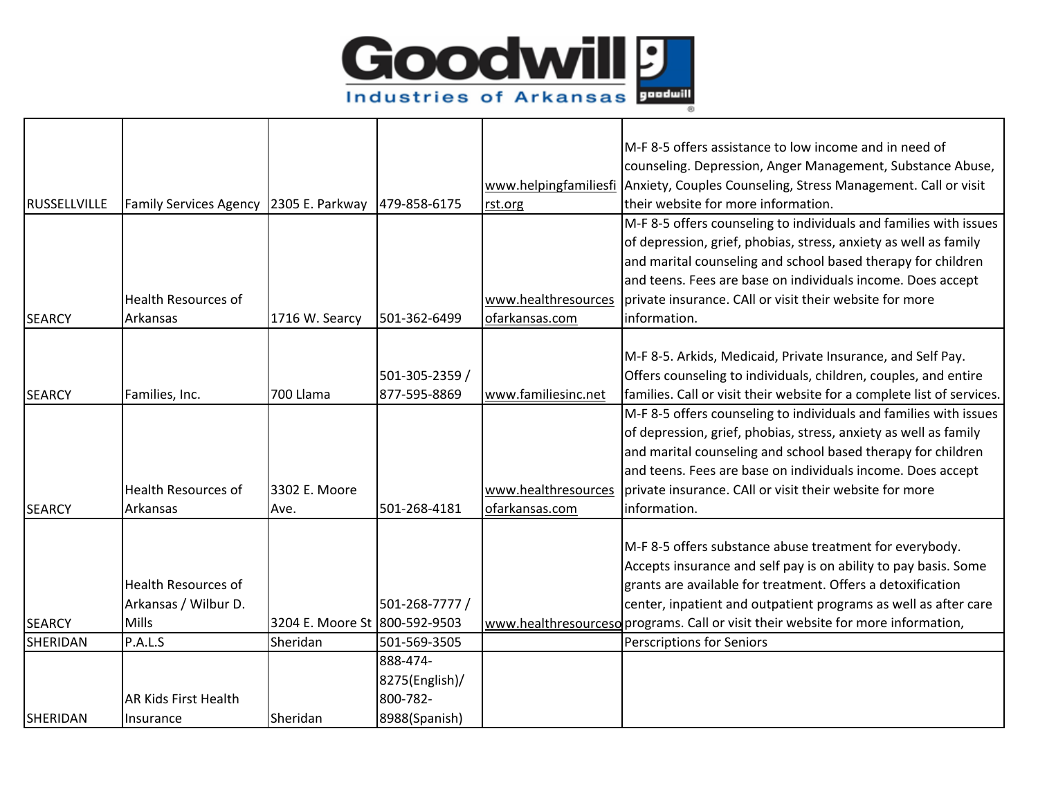| | | | | | |
|---|---|---|---|---|---|
| RUSSELLVILLE | Family Services Agency | 2305 E. Parkway | 479-858-6175 | www.helpingfamiliesfirst.org | M-F 8-5 offers assistance to low income and in need of counseling. Depression, Anger Management, Substance Abuse, Anxiety, Couples Counseling, Stress Management. Call or visit their website for more information. |
| SEARCY | Health Resources of Arkansas | 1716 W. Searcy | 501-362-6499 | www.healthresourcesofarkansas.com | M-F 8-5 offers counseling to individuals and families with issues of depression, grief, phobias, stress, anxiety as well as family and marital counseling and school based therapy for children and teens. Fees are base on individuals income. Does accept private insurance. CAll or visit their website for more information. |
| SEARCY | Families, Inc. | 700 Llama | 501-305-2359 / 877-595-8869 | www.familiesinc.net | M-F 8-5. Arkids, Medicaid, Private Insurance, and Self Pay. Offers counseling to individuals, children, couples, and entire families. Call or visit their website for a complete list of services. |
| SEARCY | Health Resources of Arkansas | 3302 E. Moore Ave. | 501-268-4181 | www.healthresourcesofarkansas.com | M-F 8-5 offers counseling to individuals and families with issues of depression, grief, phobias, stress, anxiety as well as family and marital counseling and school based therapy for children and teens. Fees are base on individuals income. Does accept private insurance. CAll or visit their website for more information. |
| SEARCY | Health Resources of Arkansas / Wilbur D. Mills | 3204 E. Moore St | 501-268-7777 / 800-592-9503 | www.healthresourceso | M-F 8-5 offers substance abuse treatment for everybody. Accepts insurance and self pay is on ability to pay basis. Some grants are available for treatment. Offers a detoxification center, inpatient and outpatient programs as well as after care programs. Call or visit their website for more information, |
| SHERIDAN | P.A.L.S | Sheridan | 501-569-3505 | | Perscriptions for Seniors |
| SHERIDAN | AR Kids First Health Insurance | Sheridan | 888-474-8275(English)/ 800-782-8988(Spanish) | | |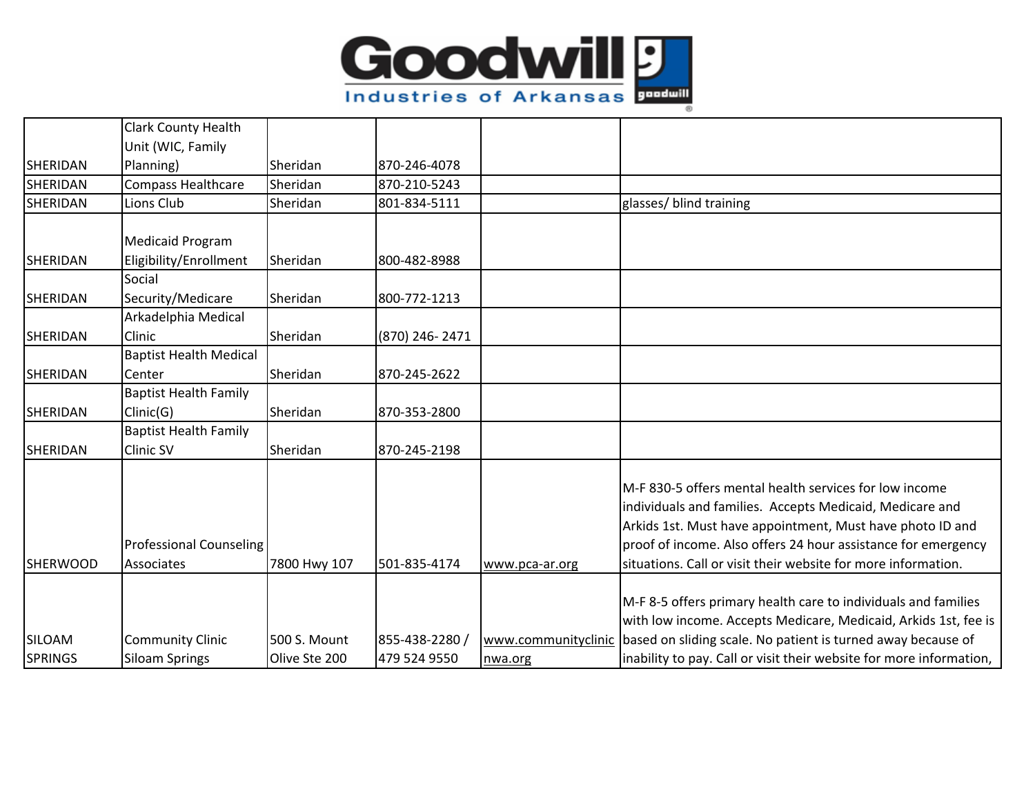| | | | | | |
|---|---|---|---|---|---|
| SHERIDAN | Clark County Health Unit (WIC, Family Planning) | Sheridan | 870-246-4078 | | |
| SHERIDAN | Compass Healthcare | Sheridan | 870-210-5243 | | |
| SHERIDAN | Lions Club | Sheridan | 801-834-5111 | | glasses/ blind training |
| SHERIDAN | Medicaid Program Eligibility/Enrollment | Sheridan | 800-482-8988 | | |
| SHERIDAN | Social Security/Medicare | Sheridan | 800-772-1213 | | |
| SHERIDAN | Arkadelphia Medical Clinic | Sheridan | (870) 246- 2471 | | |
| SHERIDAN | Baptist Health Medical Center | Sheridan | 870-245-2622 | | |
| SHERIDAN | Baptist Health Family Clinic(G) | Sheridan | 870-353-2800 | | |
| SHERIDAN | Baptist Health Family Clinic SV | Sheridan | 870-245-2198 | | |
| SHERWOOD | Professional Counseling Associates | 7800 Hwy 107 | 501-835-4174 | www.pca-ar.org | M-F 830-5 offers mental health services for low income individuals and families. Accepts Medicaid, Medicare and Arkids 1st. Must have appointment, Must have photo ID and proof of income. Also offers 24 hour assistance for emergency situations. Call or visit their website for more information. |
| SILOAM SPRINGS | Community Clinic Siloam Springs | 500 S. Mount Olive Ste 200 | 855-438-2280 / 479 524 9550 | www.communityclinicnwa.org | M-F 8-5 offers primary health care to individuals and families with low income. Accepts Medicare, Medicaid, Arkids 1st, fee is based on sliding scale. No patient is turned away because of inability to pay. Call or visit their website for more information, |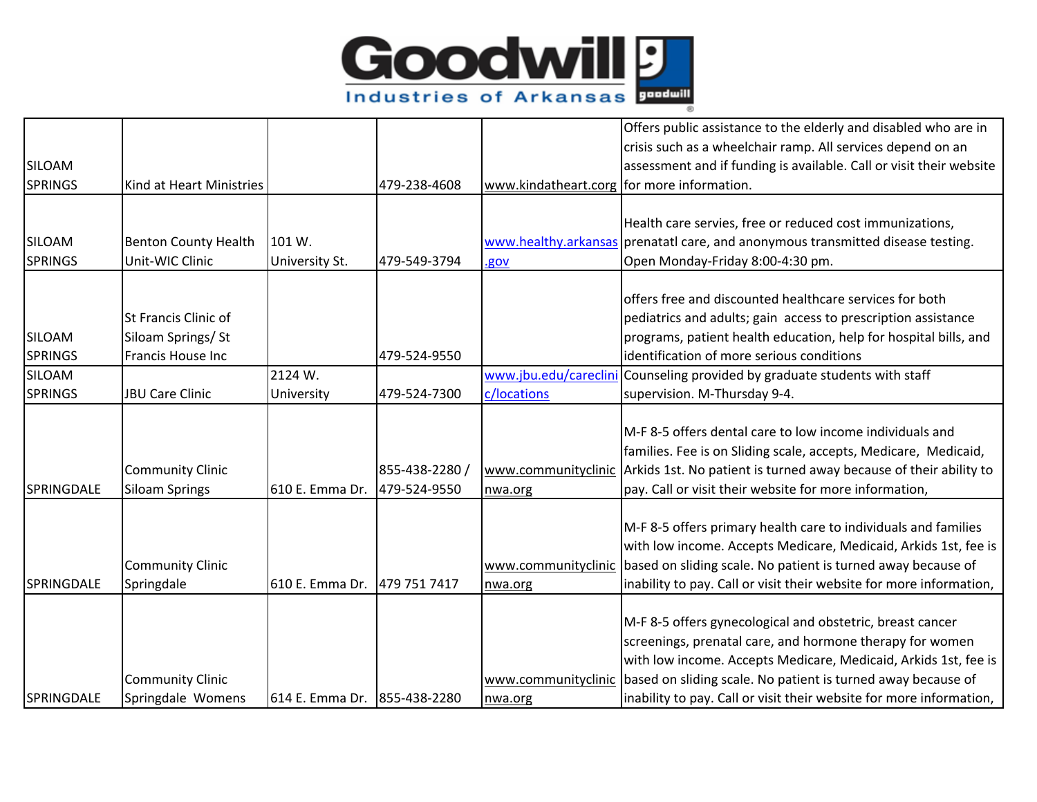Goodwill Industries of Arkansas

| | | | | | |
|---|---|---|---|---|---|
| SILOAM SPRINGS | Kind at Heart Ministries | | 479-238-4608 | www.kindatheart.corg | Offers public assistance to the elderly and disabled who are in crisis such as a wheelchair ramp. All services depend on an assessment and if funding is available. Call or visit their website for more information. |
| SILOAM SPRINGS | Benton County Health Unit-WIC Clinic | 101 W. University St. | 479-549-3794 | www.healthy.arkansas.gov | Health care servies, free or reduced cost immunizations, prenatatl care, and anonymous transmitted disease testing. Open Monday-Friday 8:00-4:30 pm. |
| SILOAM SPRINGS | St Francis Clinic of Siloam Springs/ St Francis House Inc | | 479-524-9550 | | offers free and discounted healthcare services for both pediatrics and adults; gain access to prescription assistance programs, patient health education, help for hospital bills, and identification of more serious conditions |
| SILOAM SPRINGS | JBU Care Clinic | 2124 W. University | 479-524-7300 | www.jbu.edu/careclinic/locations | Counseling provided by graduate students with staff supervision. M-Thursday 9-4. |
| SPRINGDALE | Community Clinic Siloam Springs | 610 E. Emma Dr. | 855-438-2280 / 479-524-9550 | www.communityclinicnwa.org | M-F 8-5 offers dental care to low income individuals and families. Fee is on Sliding scale, accepts, Medicare, Medicaid, Arkids 1st. No patient is turned away because of their ability to pay. Call or visit their website for more information, |
| SPRINGDALE | Community Clinic Springdale | 610 E. Emma Dr. | 479 751 7417 | www.communityclinicnwa.org | M-F 8-5 offers primary health care to individuals and families with low income. Accepts Medicare, Medicaid, Arkids 1st, fee is based on sliding scale. No patient is turned away because of inability to pay. Call or visit their website for more information, |
| SPRINGDALE | Community Clinic Springdale Womens | 614 E. Emma Dr. | 855-438-2280 | www.communityclinicnwa.org | M-F 8-5 offers gynecological and obstetric, breast cancer screenings, prenatal care, and hormone therapy for women with low income. Accepts Medicare, Medicaid, Arkids 1st, fee is based on sliding scale. No patient is turned away because of inability to pay. Call or visit their website for more information, |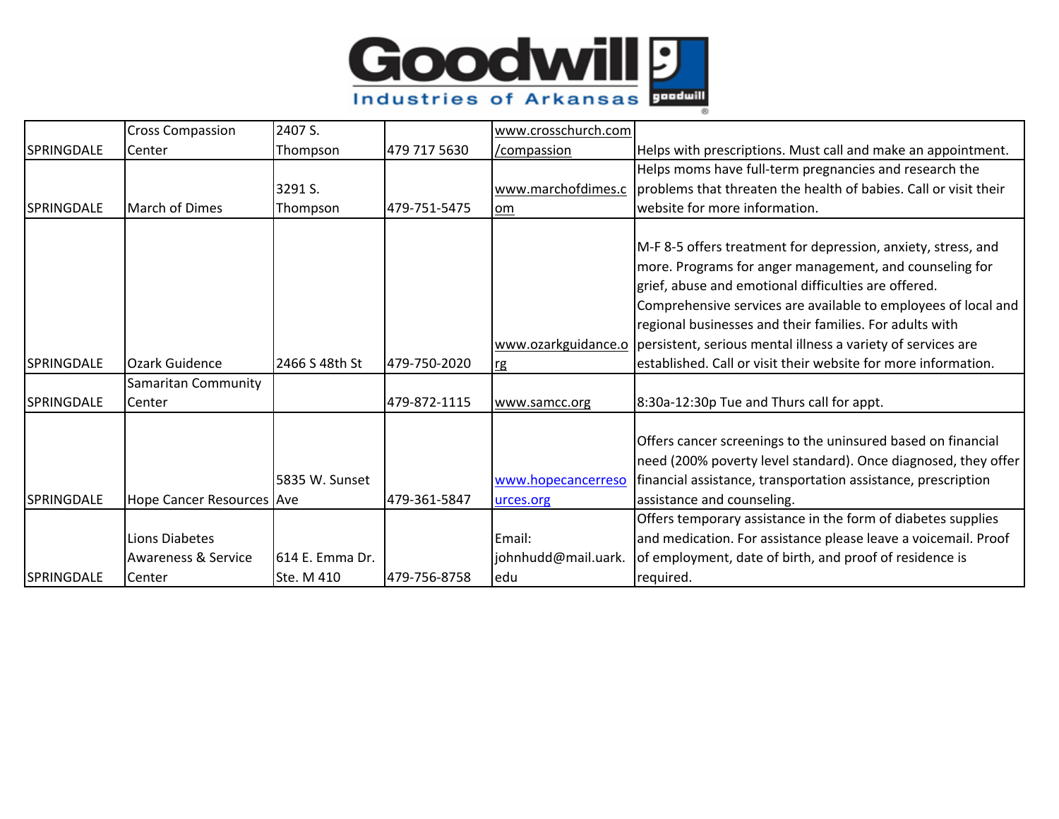| SPRINGDALE | Cross Compassion Center | 2407 S. Thompson | 479 717 5630 | www.crosschurch.com/compassion | Helps with prescriptions. Must call and make an appointment. |
|---|---|---|---|---|---|
| SPRINGDALE | March of Dimes | 3291 S. Thompson | 479-751-5475 | www.marchofdimes.com | Helps moms have full-term pregnancies and research the problems that threaten the health of babies. Call or visit their website for more information. |
| SPRINGDALE | Ozark Guidence | 2466 S 48th St | 479-750-2020 | www.ozarkguidance.org | M-F 8-5 offers treatment for depression, anxiety, stress, and more. Programs for anger management, and counseling for grief, abuse and emotional difficulties are offered. Comprehensive services are available to employees of local and regional businesses and their families. For adults with persistent, serious mental illness a variety of services are established. Call or visit their website for more information. |
| SPRINGDALE | Samaritan Community Center | | 479-872-1115 | www.samcc.org | 8:30a-12:30p Tue and Thurs call for appt. |
| SPRINGDALE | Hope Cancer Resources | 5835 W. Sunset Ave | 479-361-5847 | www.hopecancerresources.org | Offers cancer screenings to the uninsured based on financial need (200% poverty level standard). Once diagnosed, they offer financial assistance, transportation assistance, prescription assistance and counseling. |
| SPRINGDALE | Lions Diabetes Awareness & Service Center | 614 E. Emma Dr. Ste. M 410 | 479-756-8758 | Email: johnhudd@mail.uark.edu | Offers temporary assistance in the form of diabetes supplies and medication. For assistance please leave a voicemail. Proof of employment, date of birth, and proof of residence is required. |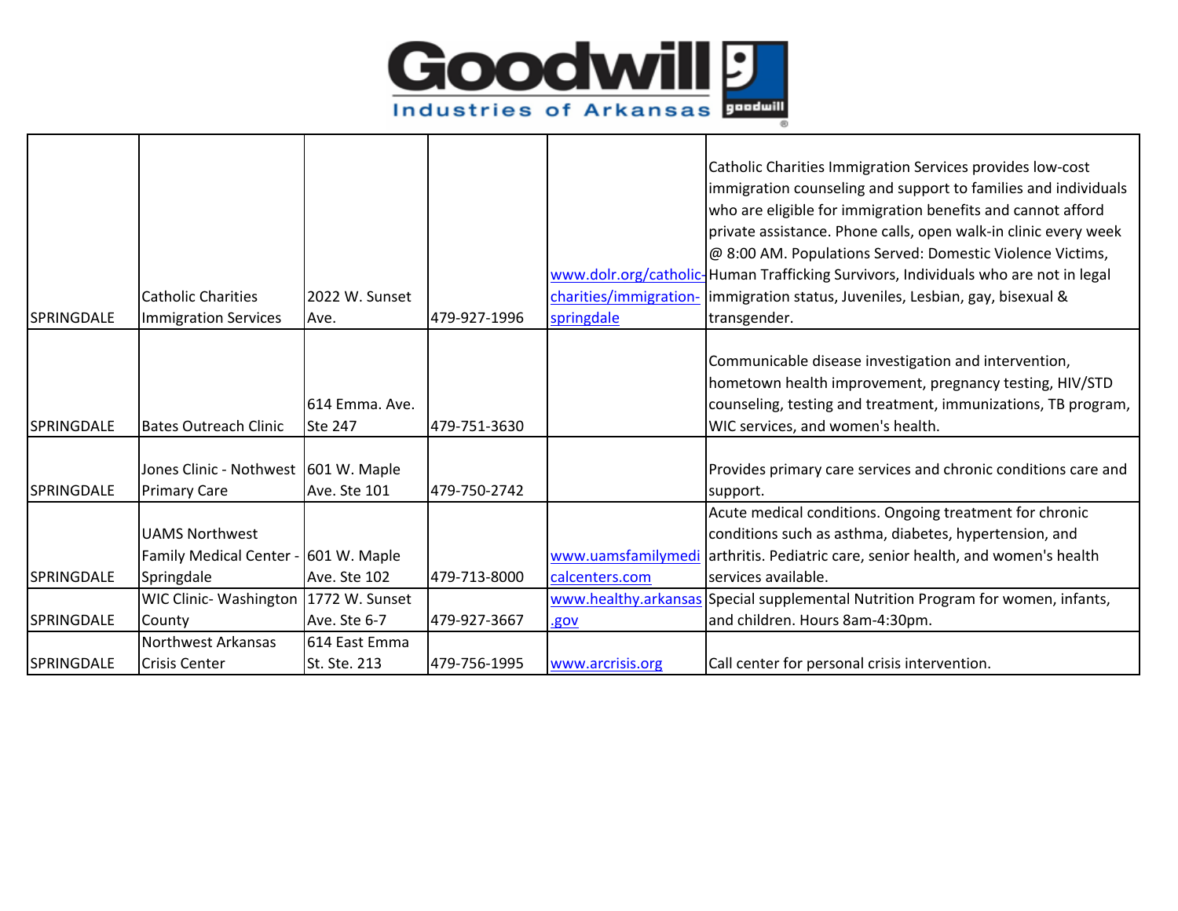Goodwill Industries of Arkansas

| | | | | | |
|---|---|---|---|---|---|
| SPRINGDALE | Catholic Charities Immigration Services | 2022 W. Sunset Ave. | 479-927-1996 | www.dolr.org/catholic-charities/immigration-springdale | Catholic Charities Immigration Services provides low-cost immigration counseling and support to families and individuals who are eligible for immigration benefits and cannot afford private assistance. Phone calls, open walk-in clinic every week @ 8:00 AM. Populations Served: Domestic Violence Victims, Human Trafficking Survivors, Individuals who are not in legal immigration status, Juveniles, Lesbian, gay, bisexual & transgender. |
| SPRINGDALE | Bates Outreach Clinic | 614 Emma. Ave. Ste 247 | 479-751-3630 | | Communicable disease investigation and intervention, hometown health improvement, pregnancy testing, HIV/STD counseling, testing and treatment, immunizations, TB program, WIC services, and women's health. |
| SPRINGDALE | Jones Clinic - Nothwest Primary Care | 601 W. Maple Ave. Ste 101 | 479-750-2742 | | Provides primary care services and chronic conditions care and support. |
| SPRINGDALE | UAMS Northwest Family Medical Center - Springdale | 601 W. Maple Ave. Ste 102 | 479-713-8000 | www.uamsfamilymedicalcenters.com | Acute medical conditions. Ongoing treatment for chronic conditions such as asthma, diabetes, hypertension, and arthritis. Pediatric care, senior health, and women's health services available. |
| SPRINGDALE | WIC Clinic- Washington County | 1772 W. Sunset Ave. Ste 6-7 | 479-927-3667 | www.healthy.arkansas.gov | Special supplemental Nutrition Program for women, infants, and children. Hours 8am-4:30pm. |
| SPRINGDALE | Northwest Arkansas Crisis Center | 614 East Emma St. Ste. 213 | 479-756-1995 | www.arcrisis.org | Call center for personal crisis intervention. |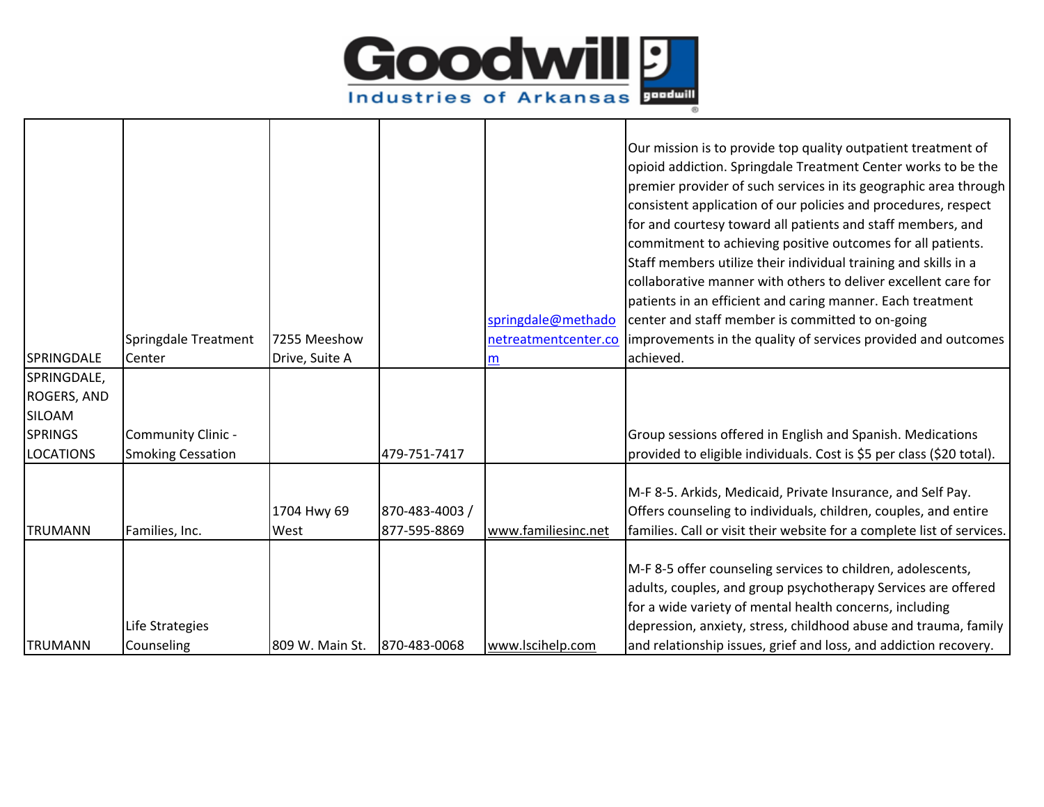| | | | | | |
|---|---|---|---|---|---|
| SPRINGDALE | Springdale Treatment Center | 7255 Meeshow Drive, Suite A | | springdale@methadonetreatmentcenter.com | Our mission is to provide top quality outpatient treatment of opioid addiction. Springdale Treatment Center works to be the premier provider of such services in its geographic area through consistent application of our policies and procedures, respect for and courtesy toward all patients and staff members, and commitment to achieving positive outcomes for all patients. Staff members utilize their individual training and skills in a collaborative manner with others to deliver excellent care for patients in an efficient and caring manner. Each treatment center and staff member is committed to on-going improvements in the quality of services provided and outcomes achieved. |
| SPRINGDALE, ROGERS, AND SILOAM SPRINGS LOCATIONS | Community Clinic - Smoking Cessation | | 479-751-7417 | | Group sessions offered in English and Spanish. Medications provided to eligible individuals. Cost is $5 per class ($20 total). |
| TRUMANN | Families, Inc. | 1704 Hwy 69 West | 870-483-4003 / 877-595-8869 | www.familiesinc.net | M-F 8-5. Arkids, Medicaid, Private Insurance, and Self Pay. Offers counseling to individuals, children, couples, and entire families. Call or visit their website for a complete list of services. |
| TRUMANN | Life Strategies Counseling | 809 W. Main St. | 870-483-0068 | www.lscihelp.com | M-F 8-5 offer counseling services to children, adolescents, adults, couples, and group psychotherapy Services are offered for a wide variety of mental health concerns, including depression, anxiety, stress, childhood abuse and trauma, family and relationship issues, grief and loss, and addiction recovery. |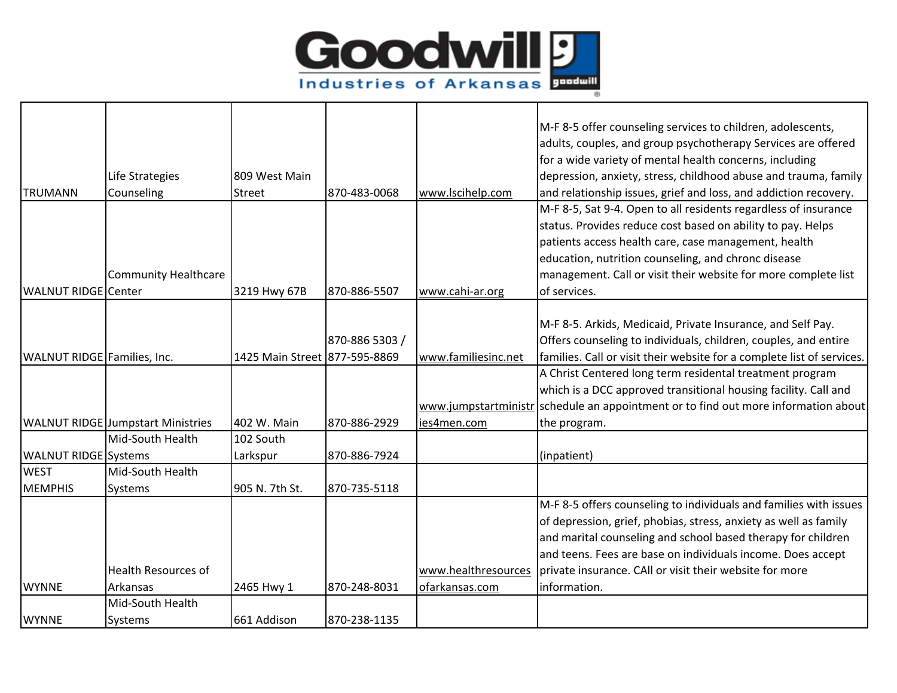| | | | | | |
|---|---|---|---|---|---|
| TRUMANN | Life Strategies Counseling | 809 West Main Street | 870-483-0068 | www.lscihelp.com | M-F 8-5 offer counseling services to children, adolescents, adults, couples, and group psychotherapy Services are offered for a wide variety of mental health concerns, including depression, anxiety, stress, childhood abuse and trauma, family and relationship issues, grief and loss, and addiction recovery. |
| WALNUT RIDGE | Community Healthcare Center | 3219 Hwy 67B | 870-886-5507 | www.cahi-ar.org | M-F 8-5, Sat 9-4. Open to all residents regardless of insurance status. Provides reduce cost based on ability to pay. Helps patients access health care, case management, health education, nutrition counseling, and chronc disease management. Call or visit their website for more complete list of services. |
| WALNUT RIDGE | Families, Inc. | 1425 Main Street | 870-886 5303 / 877-595-8869 | www.familiesinc.net | M-F 8-5. Arkids, Medicaid, Private Insurance, and Self Pay. Offers counseling to individuals, children, couples, and entire families. Call or visit their website for a complete list of services. |
| WALNUT RIDGE | Jumpstart Ministries | 402 W. Main | 870-886-2929 | www.jumpstartministries4men.com | A Christ Centered long term residental treatment program which is a DCC approved transitional housing facility. Call and schedule an appointment or to find out more information about the program. |
| WALNUT RIDGE | Mid-South Health Systems | 102 South Larkspur | 870-886-7924 | | (inpatient) |
| WEST MEMPHIS | Mid-South Health Systems | 905 N. 7th St. | 870-735-5118 | | |
| WYNNE | Health Resources of Arkansas | 2465 Hwy 1 | 870-248-8031 | www.healthresourcesofarkansas.com | M-F 8-5 offers counseling to individuals and families with issues of depression, grief, phobias, stress, anxiety as well as family and marital counseling and school based therapy for children and teens. Fees are base on individuals income. Does accept private insurance. CAll or visit their website for more information. |
| WYNNE | Mid-South Health Systems | 661 Addison | 870-238-1135 | | |